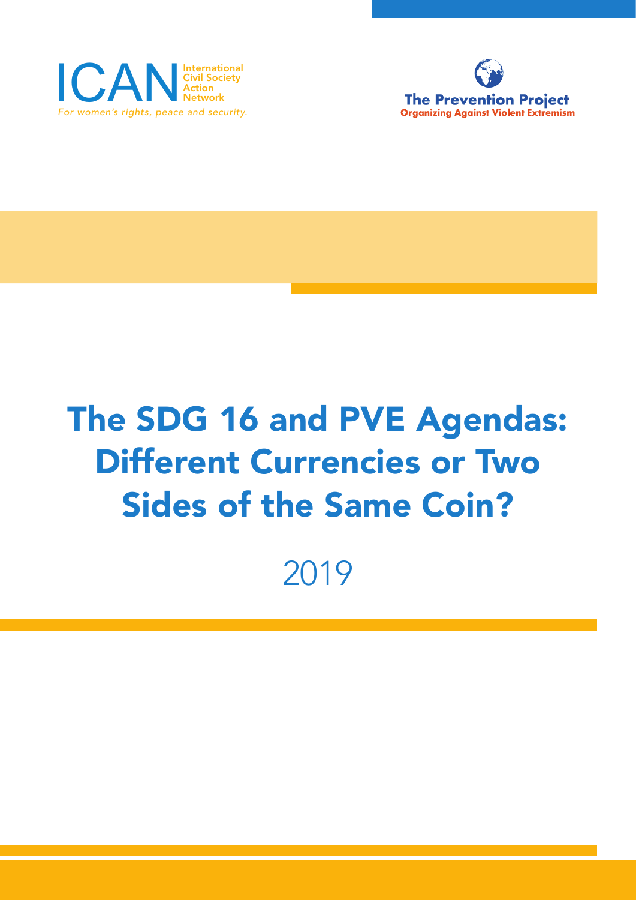ICAN International Civil Society Action Network

*For women's rights, peace and security.*

**The Prevention Project**
**Organizing Against Violent Extremism**

# The SDG 16 and PVE Agendas: Different Currencies or Two Sides of the Same Coin?

2019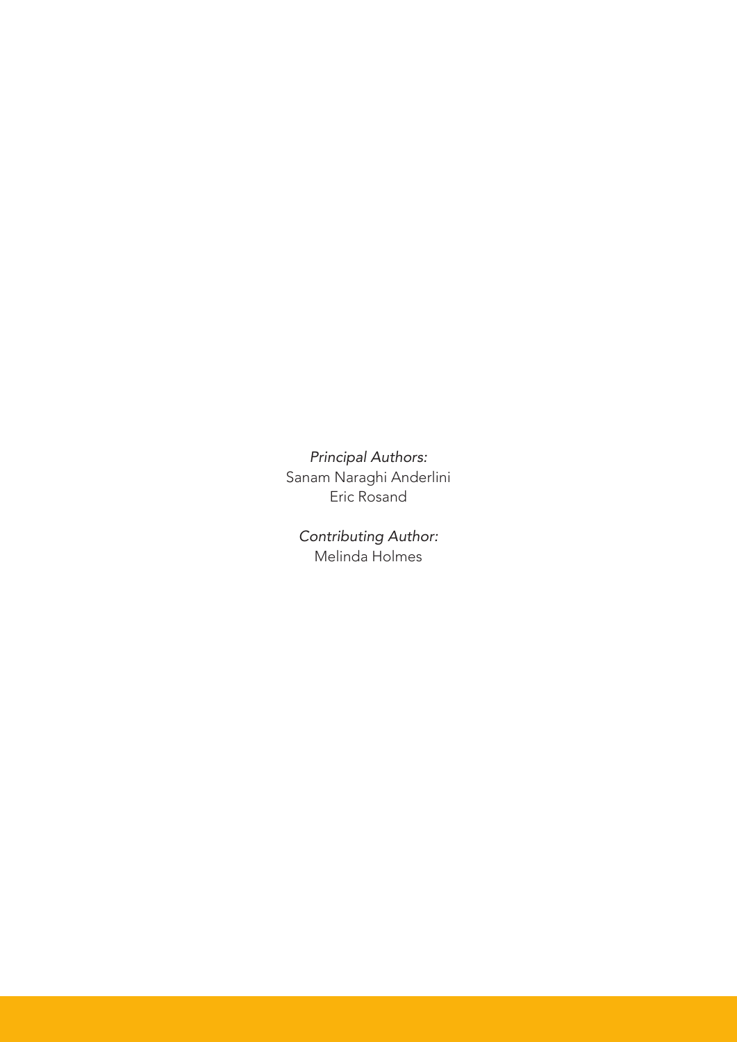*Principal Authors:*
Sanam Naraghi Anderlini
Eric Rosand

*Contributing Author:*
Melinda Holmes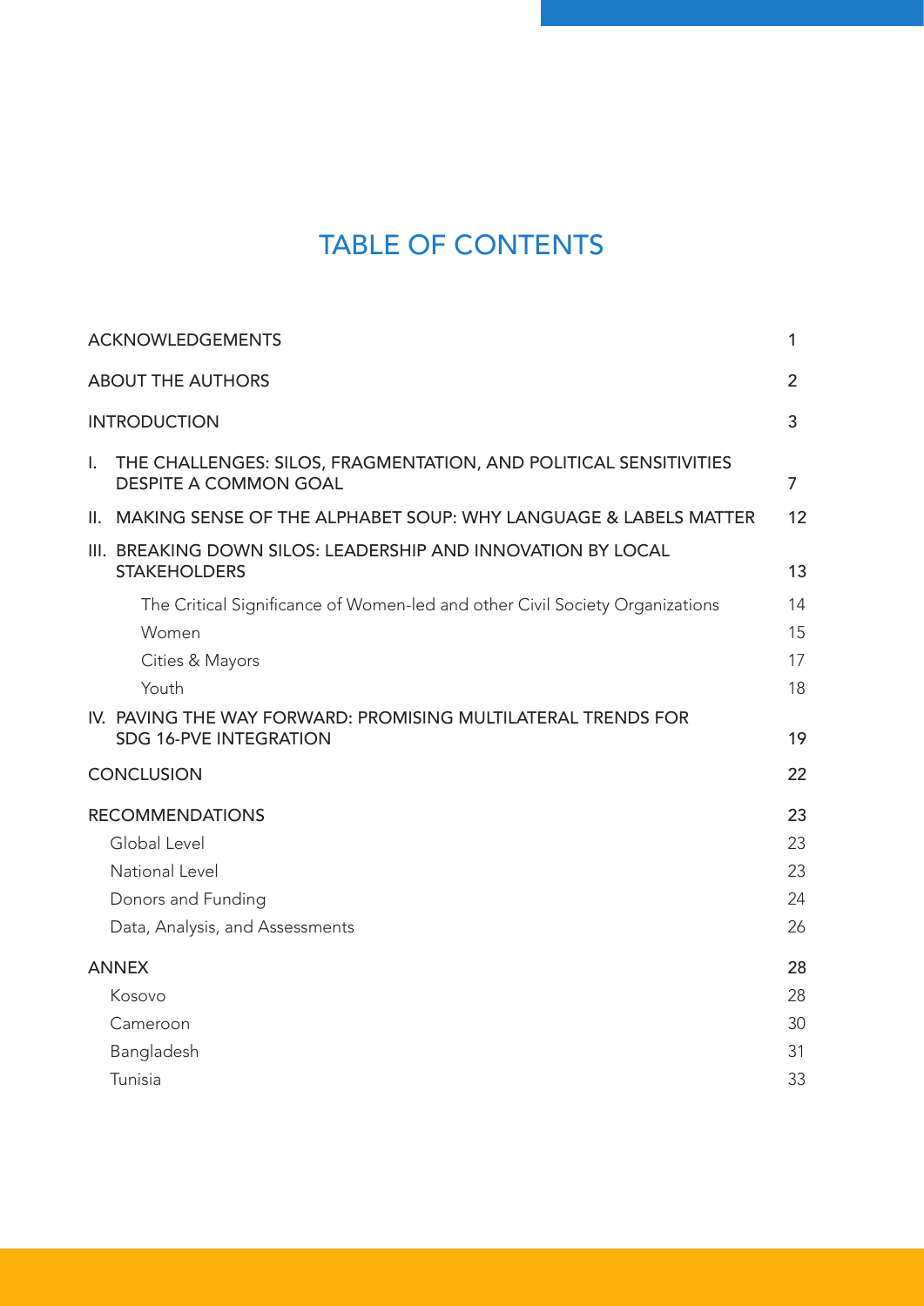# TABLE OF CONTENTS

| | |
|---|---|
| ACKNOWLEDGEMENTS | 1 |
| ABOUT THE AUTHORS | 2 |
| INTRODUCTION | 3 |
| I. THE CHALLENGES: SILOS, FRAGMENTATION, AND POLITICAL SENSITIVITIES DESPITE A COMMON GOAL | 7 |
| II. MAKING SENSE OF THE ALPHABET SOUP: WHY LANGUAGE & LABELS MATTER | 12 |
| III. BREAKING DOWN SILOS: LEADERSHIP AND INNOVATION BY LOCAL STAKEHOLDERS | 13 |
| The Critical Significance of Women-led and other Civil Society Organizations | 14 |
| Women | 15 |
| Cities & Mayors | 17 |
| Youth | 18 |
| IV. PAVING THE WAY FORWARD: PROMISING MULTILATERAL TRENDS FOR SDG 16-PVE INTEGRATION | 19 |
| CONCLUSION | 22 |
| RECOMMENDATIONS | 23 |
| Global Level | 23 |
| National Level | 23 |
| Donors and Funding | 24 |
| Data, Analysis, and Assessments | 26 |
| ANNEX | 28 |
| Kosovo | 28 |
| Cameroon | 30 |
| Bangladesh | 31 |
| Tunisia | 33 |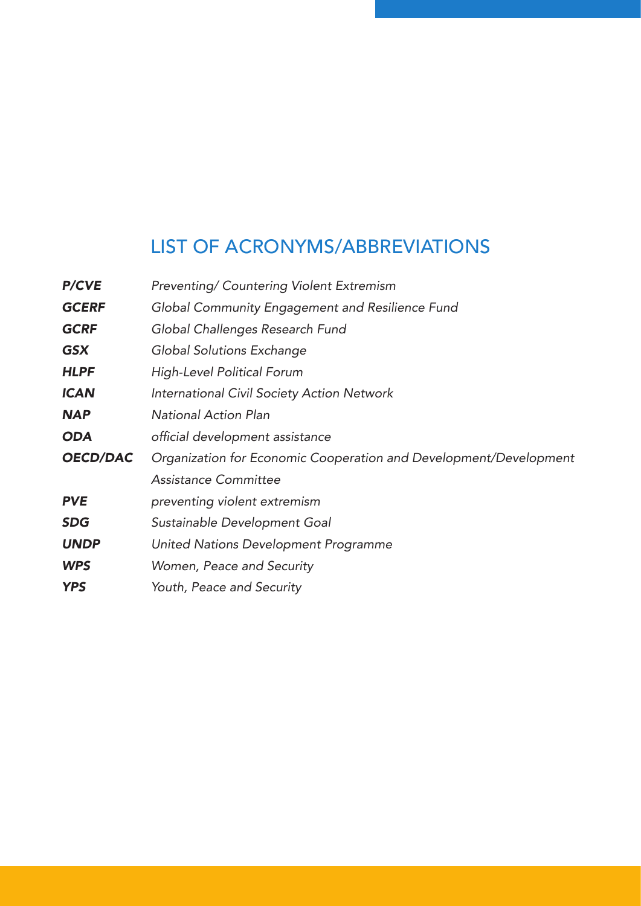## LIST OF ACRONYMS/ABBREVIATIONS

| | |
|---|---|
| ***P/CVE*** | *Preventing/ Countering Violent Extremism* |
| ***GCERF*** | *Global Community Engagement and Resilience Fund* |
| ***GCRF*** | *Global Challenges Research Fund* |
| ***GSX*** | *Global Solutions Exchange* |
| ***HLPF*** | *High-Level Political Forum* |
| ***ICAN*** | *International Civil Society Action Network* |
| ***NAP*** | *National Action Plan* |
| ***ODA*** | *official development assistance* |
| ***OECD/DAC*** | *Organization for Economic Cooperation and Development/Development Assistance Committee* |
| ***PVE*** | *preventing violent extremism* |
| ***SDG*** | *Sustainable Development Goal* |
| ***UNDP*** | *United Nations Development Programme* |
| ***WPS*** | *Women, Peace and Security* |
| ***YPS*** | *Youth, Peace and Security* |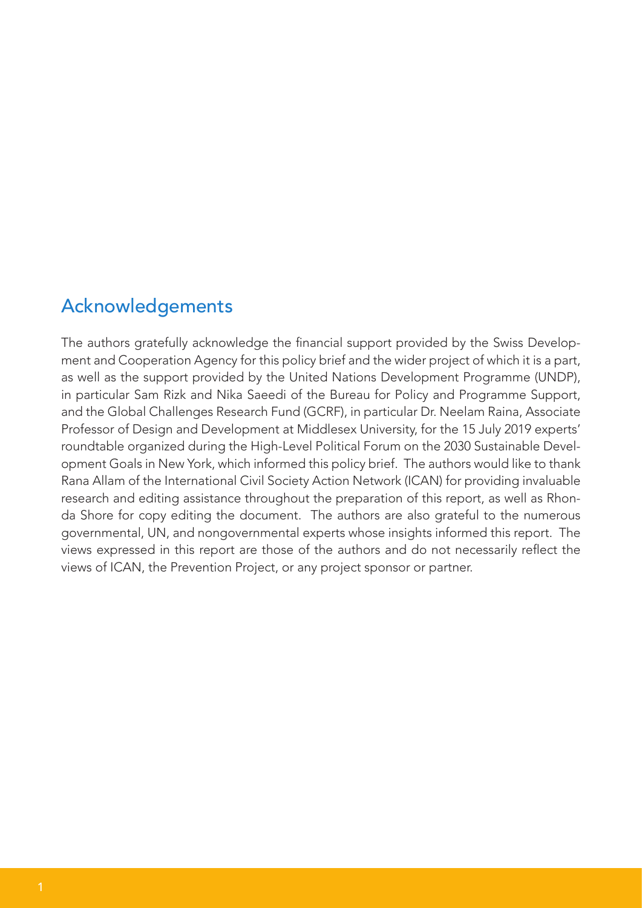## Acknowledgements

The authors gratefully acknowledge the financial support provided by the Swiss Development and Cooperation Agency for this policy brief and the wider project of which it is a part, as well as the support provided by the United Nations Development Programme (UNDP), in particular Sam Rizk and Nika Saeedi of the Bureau for Policy and Programme Support, and the Global Challenges Research Fund (GCRF), in particular Dr. Neelam Raina, Associate Professor of Design and Development at Middlesex University, for the 15 July 2019 experts' roundtable organized during the High-Level Political Forum on the 2030 Sustainable Development Goals in New York, which informed this policy brief. The authors would like to thank Rana Allam of the International Civil Society Action Network (ICAN) for providing invaluable research and editing assistance throughout the preparation of this report, as well as Rhonda Shore for copy editing the document. The authors are also grateful to the numerous governmental, UN, and nongovernmental experts whose insights informed this report. The views expressed in this report are those of the authors and do not necessarily reflect the views of ICAN, the Prevention Project, or any project sponsor or partner.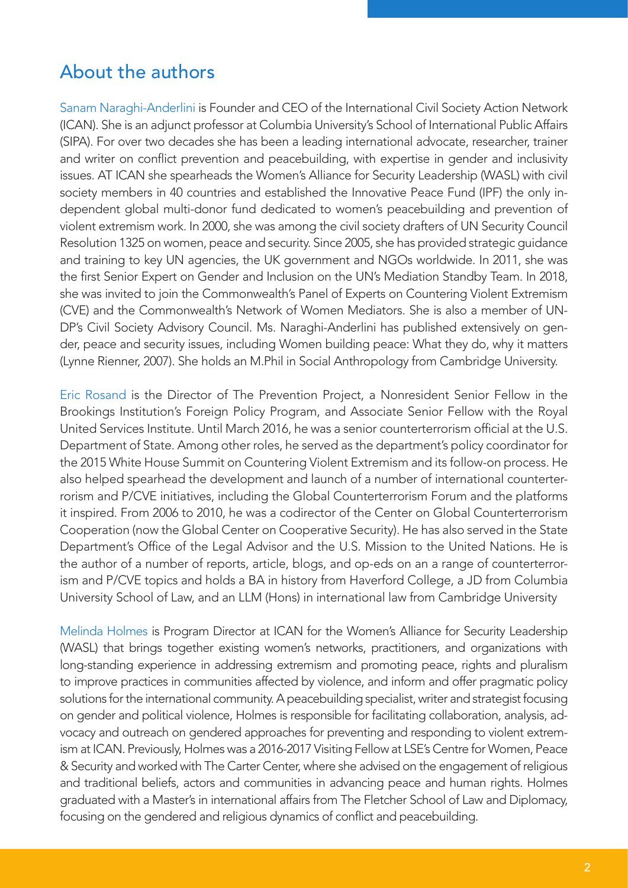## About the authors

Sanam Naraghi-Anderlini is Founder and CEO of the International Civil Society Action Network (ICAN). She is an adjunct professor at Columbia University's School of International Public Affairs (SIPA). For over two decades she has been a leading international advocate, researcher, trainer and writer on conflict prevention and peacebuilding, with expertise in gender and inclusivity issues. AT ICAN she spearheads the Women's Alliance for Security Leadership (WASL) with civil society members in 40 countries and established the Innovative Peace Fund (IPF) the only independent global multi-donor fund dedicated to women's peacebuilding and prevention of violent extremism work. In 2000, she was among the civil society drafters of UN Security Council Resolution 1325 on women, peace and security. Since 2005, she has provided strategic guidance and training to key UN agencies, the UK government and NGOs worldwide. In 2011, she was the first Senior Expert on Gender and Inclusion on the UN's Mediation Standby Team. In 2018, she was invited to join the Commonwealth's Panel of Experts on Countering Violent Extremism (CVE) and the Commonwealth's Network of Women Mediators. She is also a member of UNDP's Civil Society Advisory Council. Ms. Naraghi-Anderlini has published extensively on gender, peace and security issues, including Women building peace: What they do, why it matters (Lynne Rienner, 2007). She holds an M.Phil in Social Anthropology from Cambridge University.

Eric Rosand is the Director of The Prevention Project, a Nonresident Senior Fellow in the Brookings Institution's Foreign Policy Program, and Associate Senior Fellow with the Royal United Services Institute. Until March 2016, he was a senior counterterrorism official at the U.S. Department of State. Among other roles, he served as the department's policy coordinator for the 2015 White House Summit on Countering Violent Extremism and its follow-on process. He also helped spearhead the development and launch of a number of international counterterrorism and P/CVE initiatives, including the Global Counterterrorism Forum and the platforms it inspired. From 2006 to 2010, he was a codirector of the Center on Global Counterterrorism Cooperation (now the Global Center on Cooperative Security). He has also served in the State Department's Office of the Legal Advisor and the U.S. Mission to the United Nations. He is the author of a number of reports, article, blogs, and op-eds on an a range of counterterrorism and P/CVE topics and holds a BA in history from Haverford College, a JD from Columbia University School of Law, and an LLM (Hons) in international law from Cambridge University

Melinda Holmes is Program Director at ICAN for the Women's Alliance for Security Leadership (WASL) that brings together existing women's networks, practitioners, and organizations with long-standing experience in addressing extremism and promoting peace, rights and pluralism to improve practices in communities affected by violence, and inform and offer pragmatic policy solutions for the international community. A peacebuilding specialist, writer and strategist focusing on gender and political violence, Holmes is responsible for facilitating collaboration, analysis, advocacy and outreach on gendered approaches for preventing and responding to violent extremism at ICAN. Previously, Holmes was a 2016-2017 Visiting Fellow at LSE's Centre for Women, Peace & Security and worked with The Carter Center, where she advised on the engagement of religious and traditional beliefs, actors and communities in advancing peace and human rights. Holmes graduated with a Master's in international affairs from The Fletcher School of Law and Diplomacy, focusing on the gendered and religious dynamics of conflict and peacebuilding.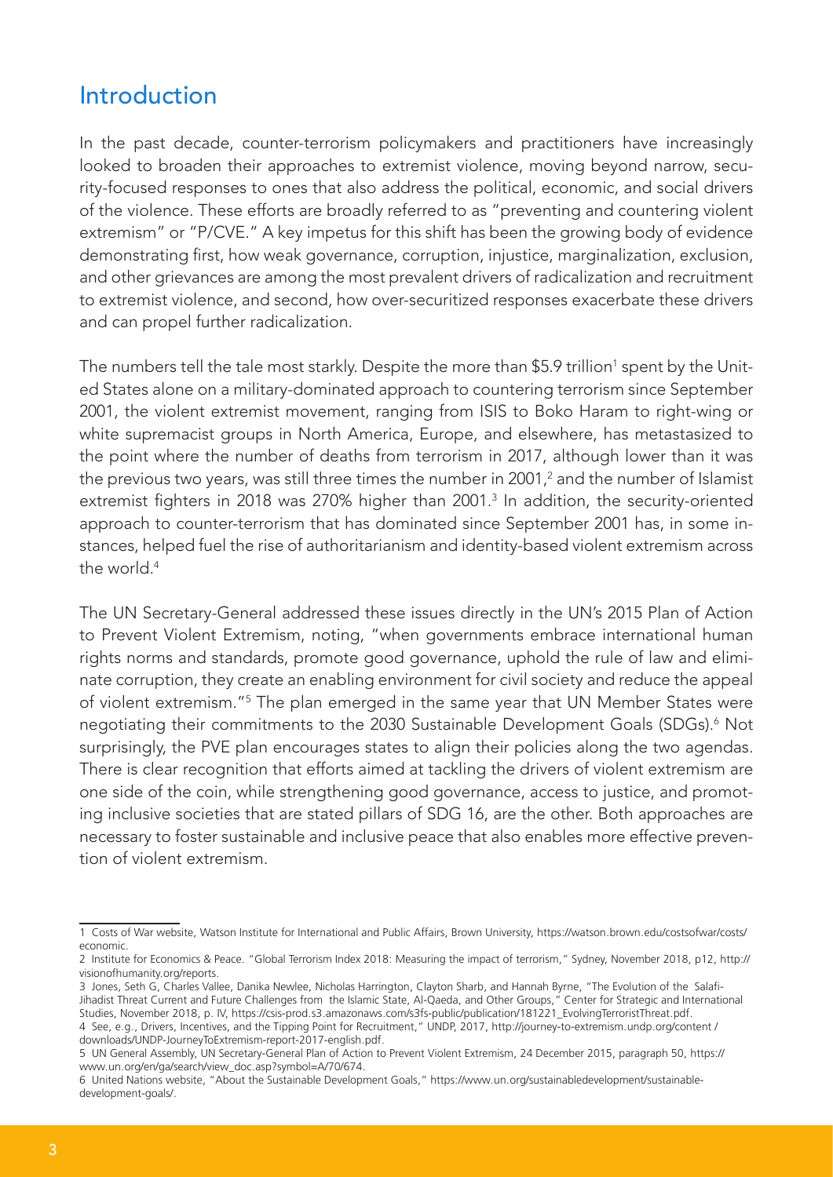## Introduction

In the past decade, counter-terrorism policymakers and practitioners have increasingly looked to broaden their approaches to extremist violence, moving beyond narrow, security-focused responses to ones that also address the political, economic, and social drivers of the violence. These efforts are broadly referred to as "preventing and countering violent extremism" or "P/CVE." A key impetus for this shift has been the growing body of evidence demonstrating first, how weak governance, corruption, injustice, marginalization, exclusion, and other grievances are among the most prevalent drivers of radicalization and recruitment to extremist violence, and second, how over-securitized responses exacerbate these drivers and can propel further radicalization.

The numbers tell the tale most starkly. Despite the more than $5.9 trillion[1] spent by the United States alone on a military-dominated approach to countering terrorism since September 2001, the violent extremist movement, ranging from ISIS to Boko Haram to right-wing or white supremacist groups in North America, Europe, and elsewhere, has metastasized to the point where the number of deaths from terrorism in 2017, although lower than it was the previous two years, was still three times the number in 2001,[2] and the number of Islamist extremist fighters in 2018 was 270% higher than 2001.[3] In addition, the security-oriented approach to counter-terrorism that has dominated since September 2001 has, in some instances, helped fuel the rise of authoritarianism and identity-based violent extremism across the world.[4]

The UN Secretary-General addressed these issues directly in the UN's 2015 Plan of Action to Prevent Violent Extremism, noting, "when governments embrace international human rights norms and standards, promote good governance, uphold the rule of law and eliminate corruption, they create an enabling environment for civil society and reduce the appeal of violent extremism."[5] The plan emerged in the same year that UN Member States were negotiating their commitments to the 2030 Sustainable Development Goals (SDGs).[6] Not surprisingly, the PVE plan encourages states to align their policies along the two agendas. There is clear recognition that efforts aimed at tackling the drivers of violent extremism are one side of the coin, while strengthening good governance, access to justice, and promoting inclusive societies that are stated pillars of SDG 16, are the other. Both approaches are necessary to foster sustainable and inclusive peace that also enables more effective prevention of violent extremism.

---

1 Costs of War website, Watson Institute for International and Public Affairs, Brown University, https://watson.brown.edu/costsofwar/costs/economic.

2 Institute for Economics & Peace. "Global Terrorism Index 2018: Measuring the impact of terrorism," Sydney, November 2018, p12, http://visionofhumanity.org/reports.

3 Jones, Seth G, Charles Vallee, Danika Newlee, Nicholas Harrington, Clayton Sharb, and Hannah Byrne, "The Evolution of the Salafi-Jihadist Threat Current and Future Challenges from the Islamic State, Al-Qaeda, and Other Groups," Center for Strategic and International Studies, November 2018, p. IV, https://csis-prod.s3.amazonaws.com/s3fs-public/publication/181221_EvolvingTerroristThreat.pdf.

4 See, e.g., Drivers, Incentives, and the Tipping Point for Recruitment," UNDP, 2017, http://journey-to-extremism.undp.org/content / downloads/UNDP-JourneyToExtremism-report-2017-english.pdf.

5 UN General Assembly, UN Secretary-General Plan of Action to Prevent Violent Extremism, 24 December 2015, paragraph 50, https://www.un.org/en/ga/search/view_doc.asp?symbol=A/70/674.

6 United Nations website, "About the Sustainable Development Goals," https://www.un.org/sustainabledevelopment/sustainable-development-goals/.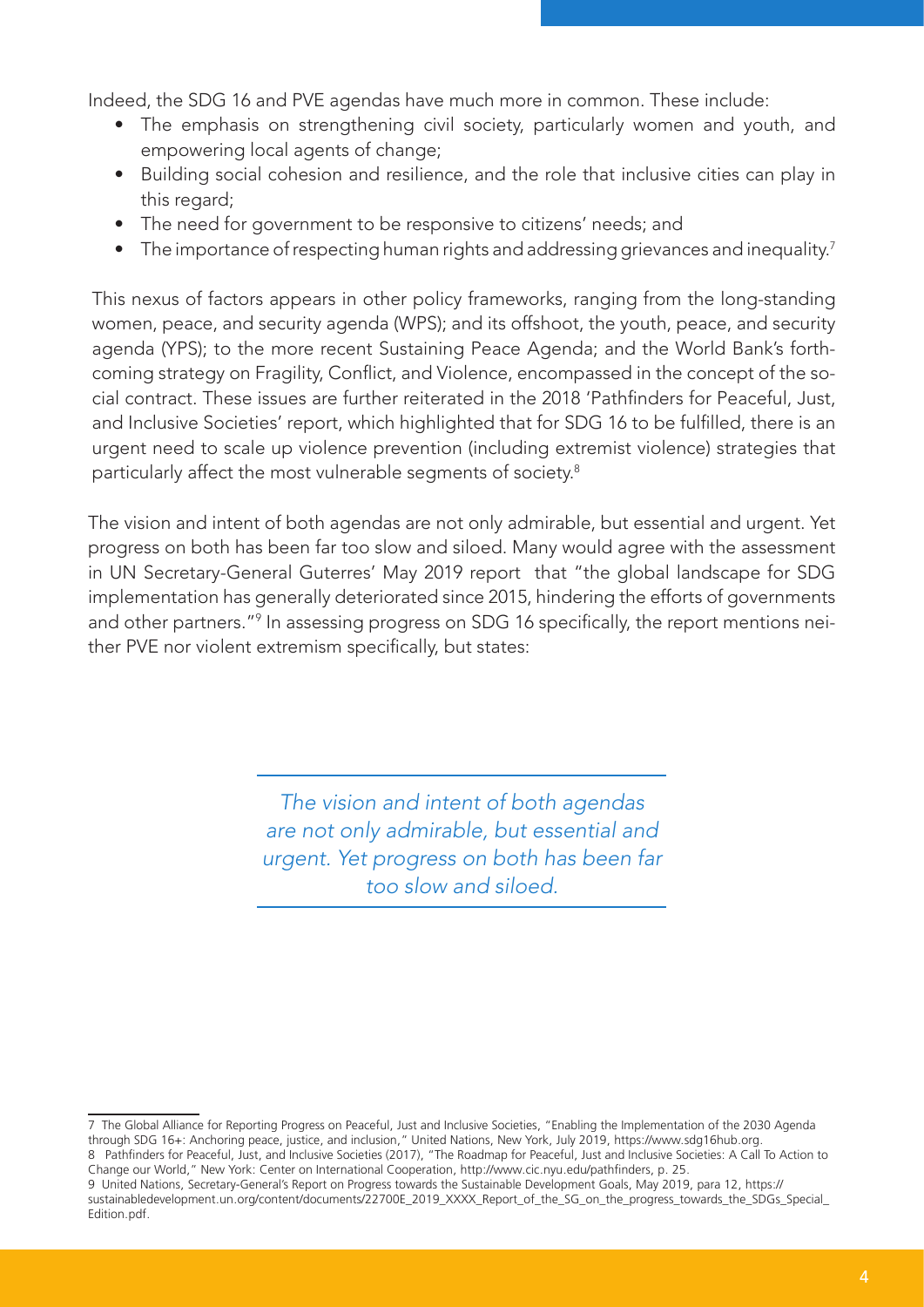Indeed, the SDG 16 and PVE agendas have much more in common. These include:

- The emphasis on strengthening civil society, particularly women and youth, and empowering local agents of change;
- Building social cohesion and resilience, and the role that inclusive cities can play in this regard;
- The need for government to be responsive to citizens' needs; and
- The importance of respecting human rights and addressing grievances and inequality.[7]

This nexus of factors appears in other policy frameworks, ranging from the long-standing women, peace, and security agenda (WPS); and its offshoot, the youth, peace, and security agenda (YPS); to the more recent Sustaining Peace Agenda; and the World Bank's forthcoming strategy on Fragility, Conflict, and Violence, encompassed in the concept of the social contract. These issues are further reiterated in the 2018 'Pathfinders for Peaceful, Just, and Inclusive Societies' report, which highlighted that for SDG 16 to be fulfilled, there is an urgent need to scale up violence prevention (including extremist violence) strategies that particularly affect the most vulnerable segments of society.[8]

The vision and intent of both agendas are not only admirable, but essential and urgent. Yet progress on both has been far too slow and siloed. Many would agree with the assessment in UN Secretary-General Guterres' May 2019 report that "the global landscape for SDG implementation has generally deteriorated since 2015, hindering the efforts of governments and other partners."[9] In assessing progress on SDG 16 specifically, the report mentions neither PVE nor violent extremism specifically, but states:

> *The vision and intent of both agendas are not only admirable, but essential and urgent. Yet progress on both has been far too slow and siloed.*

---

7 The Global Alliance for Reporting Progress on Peaceful, Just and Inclusive Societies, "Enabling the Implementation of the 2030 Agenda through SDG 16+: Anchoring peace, justice, and inclusion," United Nations, New York, July 2019, https://www.sdg16hub.org.

8 Pathfinders for Peaceful, Just, and Inclusive Societies (2017), "The Roadmap for Peaceful, Just and Inclusive Societies: A Call To Action to Change our World," New York: Center on International Cooperation, http://www.cic.nyu.edu/pathfinders, p. 25.

9 United Nations, Secretary-General's Report on Progress towards the Sustainable Development Goals, May 2019, para 12, https://sustainabledevelopment.un.org/content/documents/22700E_2019_XXXX_Report_of_the_SG_on_the_progress_towards_the_SDGs_Special_Edition.pdf.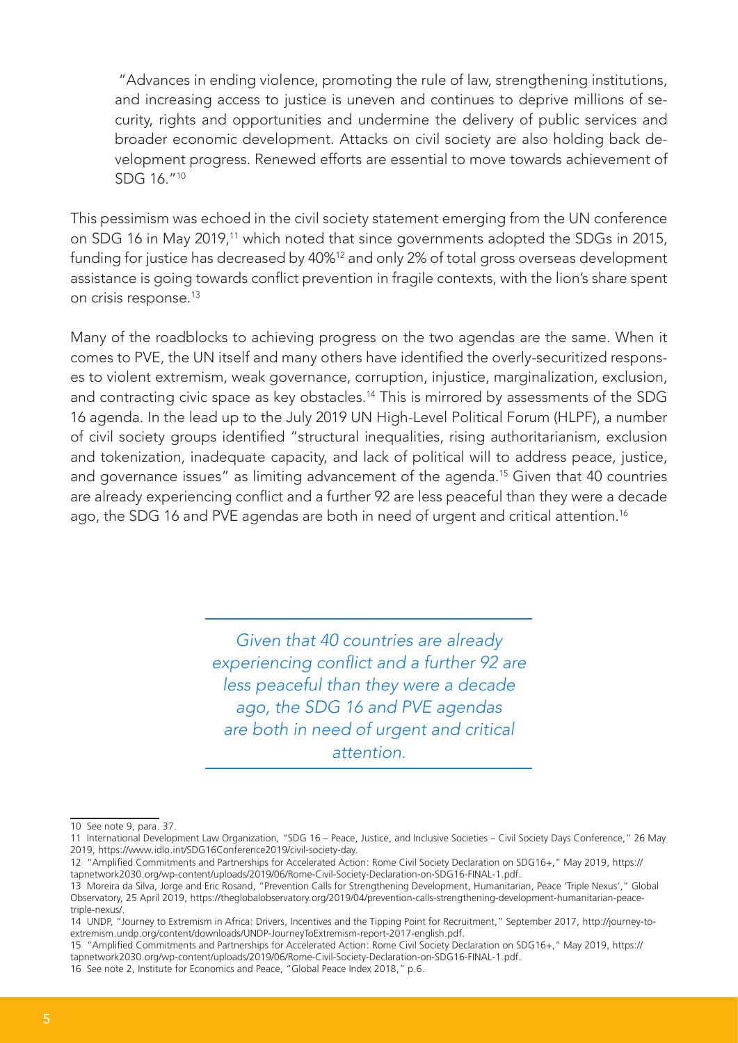> "Advances in ending violence, promoting the rule of law, strengthening institutions, and increasing access to justice is uneven and continues to deprive millions of security, rights and opportunities and undermine the delivery of public services and broader economic development. Attacks on civil society are also holding back development progress. Renewed efforts are essential to move towards achievement of SDG 16."[10]

This pessimism was echoed in the civil society statement emerging from the UN conference on SDG 16 in May 2019,[11] which noted that since governments adopted the SDGs in 2015, funding for justice has decreased by 40%[12] and only 2% of total gross overseas development assistance is going towards conflict prevention in fragile contexts, with the lion's share spent on crisis response.[13]

Many of the roadblocks to achieving progress on the two agendas are the same. When it comes to PVE, the UN itself and many others have identified the overly-securitized responses to violent extremism, weak governance, corruption, injustice, marginalization, exclusion, and contracting civic space as key obstacles.[14] This is mirrored by assessments of the SDG 16 agenda. In the lead up to the July 2019 UN High-Level Political Forum (HLPF), a number of civil society groups identified "structural inequalities, rising authoritarianism, exclusion and tokenization, inadequate capacity, and lack of political will to address peace, justice, and governance issues" as limiting advancement of the agenda.[15] Given that 40 countries are already experiencing conflict and a further 92 are less peaceful than they were a decade ago, the SDG 16 and PVE agendas are both in need of urgent and critical attention.[16]

*Given that 40 countries are already experiencing conflict and a further 92 are less peaceful than they were a decade ago, the SDG 16 and PVE agendas are both in need of urgent and critical attention.*

---

10 See note 9, para. 37.

11 International Development Law Organization, "SDG 16 – Peace, Justice, and Inclusive Societies – Civil Society Days Conference," 26 May 2019, https://www.idlo.int/SDG16Conference2019/civil-society-day.

12 "Amplified Commitments and Partnerships for Accelerated Action: Rome Civil Society Declaration on SDG16+," May 2019, https://tapnetwork2030.org/wp-content/uploads/2019/06/Rome-Civil-Society-Declaration-on-SDG16-FINAL-1.pdf.

13 Moreira da Silva, Jorge and Eric Rosand, "Prevention Calls for Strengthening Development, Humanitarian, Peace 'Triple Nexus'," Global Observatory, 25 April 2019, https://theglobalobservatory.org/2019/04/prevention-calls-strengthening-development-humanitarian-peace-triple-nexus/.

14 UNDP, "Journey to Extremism in Africa: Drivers, Incentives and the Tipping Point for Recruitment," September 2017, http://journey-to-extremism.undp.org/content/downloads/UNDP-JourneyToExtremism-report-2017-english.pdf.

15 "Amplified Commitments and Partnerships for Accelerated Action: Rome Civil Society Declaration on SDG16+," May 2019, https://tapnetwork2030.org/wp-content/uploads/2019/06/Rome-Civil-Society-Declaration-on-SDG16-FINAL-1.pdf.

16 See note 2, Institute for Economics and Peace, "Global Peace Index 2018," p.6.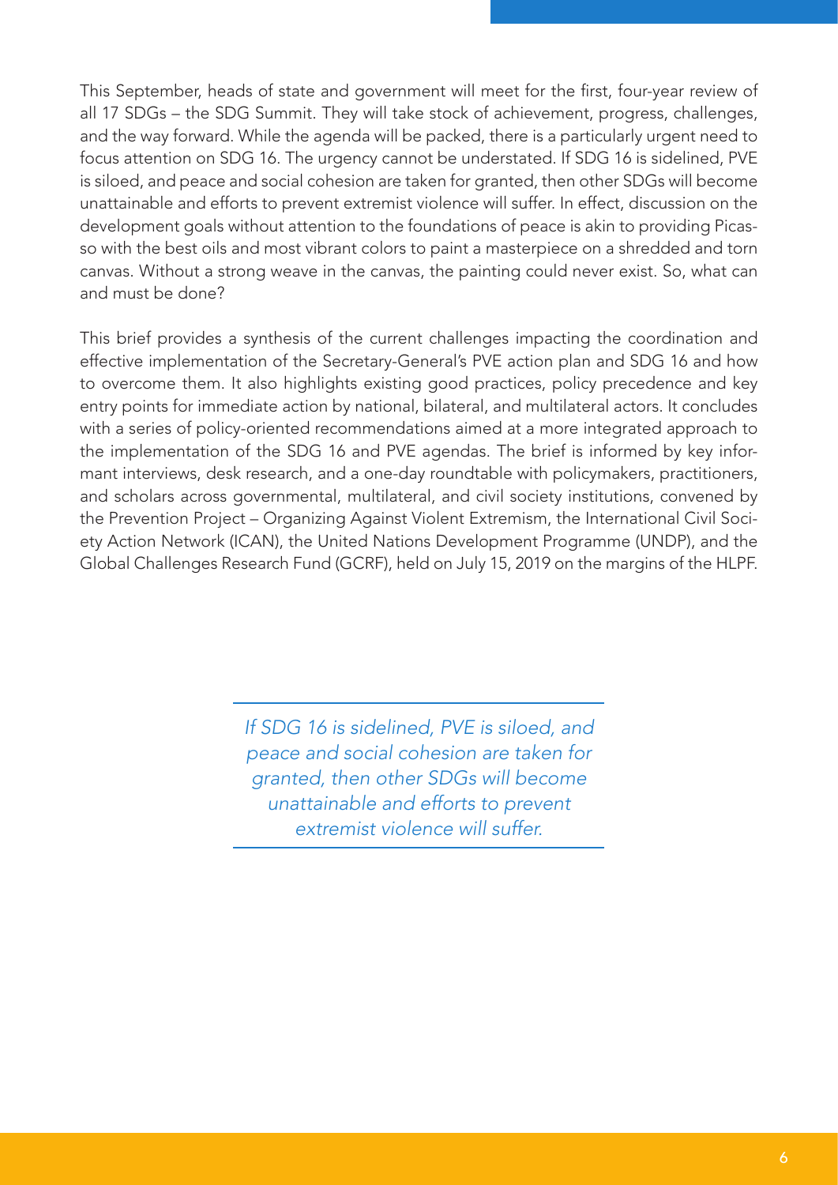This September, heads of state and government will meet for the first, four-year review of all 17 SDGs – the SDG Summit. They will take stock of achievement, progress, challenges, and the way forward. While the agenda will be packed, there is a particularly urgent need to focus attention on SDG 16. The urgency cannot be understated. If SDG 16 is sidelined, PVE is siloed, and peace and social cohesion are taken for granted, then other SDGs will become unattainable and efforts to prevent extremist violence will suffer. In effect, discussion on the development goals without attention to the foundations of peace is akin to providing Picasso with the best oils and most vibrant colors to paint a masterpiece on a shredded and torn canvas. Without a strong weave in the canvas, the painting could never exist. So, what can and must be done?

This brief provides a synthesis of the current challenges impacting the coordination and effective implementation of the Secretary-General's PVE action plan and SDG 16 and how to overcome them. It also highlights existing good practices, policy precedence and key entry points for immediate action by national, bilateral, and multilateral actors. It concludes with a series of policy-oriented recommendations aimed at a more integrated approach to the implementation of the SDG 16 and PVE agendas. The brief is informed by key informant interviews, desk research, and a one-day roundtable with policymakers, practitioners, and scholars across governmental, multilateral, and civil society institutions, convened by the Prevention Project – Organizing Against Violent Extremism, the International Civil Society Action Network (ICAN), the United Nations Development Programme (UNDP), and the Global Challenges Research Fund (GCRF), held on July 15, 2019 on the margins of the HLPF.

> *If SDG 16 is sidelined, PVE is siloed, and peace and social cohesion are taken for granted, then other SDGs will become unattainable and efforts to prevent extremist violence will suffer.*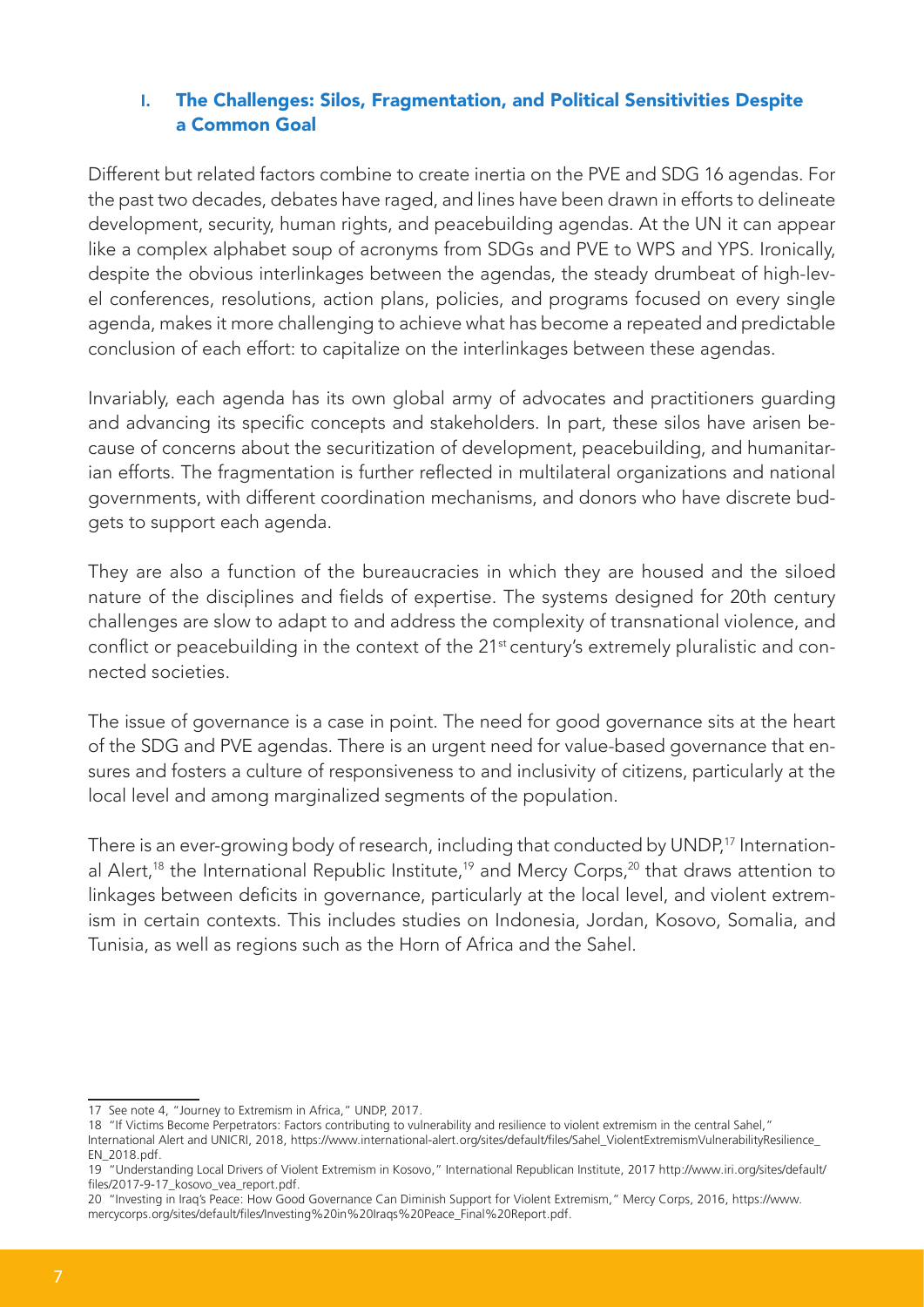## I. The Challenges: Silos, Fragmentation, and Political Sensitivities Despite a Common Goal

Different but related factors combine to create inertia on the PVE and SDG 16 agendas. For the past two decades, debates have raged, and lines have been drawn in efforts to delineate development, security, human rights, and peacebuilding agendas. At the UN it can appear like a complex alphabet soup of acronyms from SDGs and PVE to WPS and YPS. Ironically, despite the obvious interlinkages between the agendas, the steady drumbeat of high-level conferences, resolutions, action plans, policies, and programs focused on every single agenda, makes it more challenging to achieve what has become a repeated and predictable conclusion of each effort: to capitalize on the interlinkages between these agendas.

Invariably, each agenda has its own global army of advocates and practitioners guarding and advancing its specific concepts and stakeholders. In part, these silos have arisen because of concerns about the securitization of development, peacebuilding, and humanitarian efforts. The fragmentation is further reflected in multilateral organizations and national governments, with different coordination mechanisms, and donors who have discrete budgets to support each agenda.

They are also a function of the bureaucracies in which they are housed and the siloed nature of the disciplines and fields of expertise. The systems designed for 20th century challenges are slow to adapt to and address the complexity of transnational violence, and conflict or peacebuilding in the context of the 21st century's extremely pluralistic and connected societies.

The issue of governance is a case in point. The need for good governance sits at the heart of the SDG and PVE agendas. There is an urgent need for value-based governance that ensures and fosters a culture of responsiveness to and inclusivity of citizens, particularly at the local level and among marginalized segments of the population.

There is an ever-growing body of research, including that conducted by UNDP,[17] International Alert,[18] the International Republic Institute,[19] and Mercy Corps,[20] that draws attention to linkages between deficits in governance, particularly at the local level, and violent extremism in certain contexts. This includes studies on Indonesia, Jordan, Kosovo, Somalia, and Tunisia, as well as regions such as the Horn of Africa and the Sahel.

---

17 See note 4, "Journey to Extremism in Africa," UNDP, 2017.

18 "If Victims Become Perpetrators: Factors contributing to vulnerability and resilience to violent extremism in the central Sahel," International Alert and UNICRI, 2018, https://www.international-alert.org/sites/default/files/Sahel_ViolentExtremismVulnerabilityResilience_EN_2018.pdf.

19 "Understanding Local Drivers of Violent Extremism in Kosovo," International Republican Institute, 2017 http://www.iri.org/sites/default/files/2017-9-17_kosovo_vea_report.pdf.

20 "Investing in Iraq's Peace: How Good Governance Can Diminish Support for Violent Extremism," Mercy Corps, 2016, https://www.mercycorps.org/sites/default/files/Investing%20in%20Iraqs%20Peace_Final%20Report.pdf.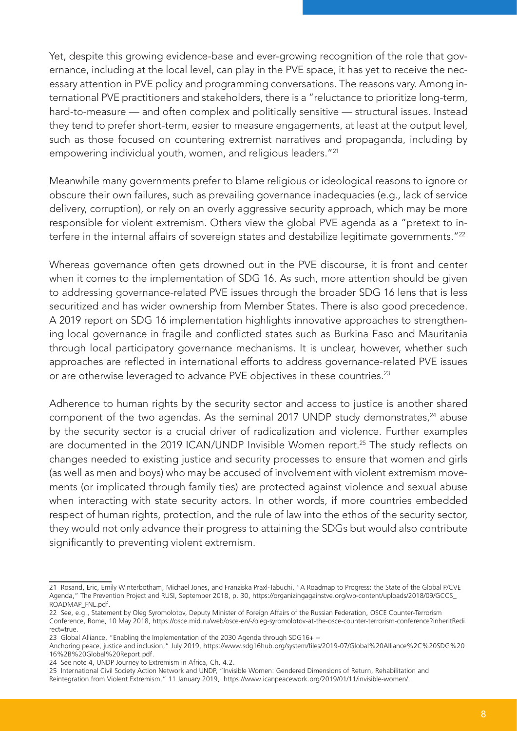Yet, despite this growing evidence-base and ever-growing recognition of the role that governance, including at the local level, can play in the PVE space, it has yet to receive the necessary attention in PVE policy and programming conversations. The reasons vary. Among international PVE practitioners and stakeholders, there is a "reluctance to prioritize long-term, hard-to-measure — and often complex and politically sensitive — structural issues. Instead they tend to prefer short-term, easier to measure engagements, at least at the output level, such as those focused on countering extremist narratives and propaganda, including by empowering individual youth, women, and religious leaders."[21]

Meanwhile many governments prefer to blame religious or ideological reasons to ignore or obscure their own failures, such as prevailing governance inadequacies (e.g., lack of service delivery, corruption), or rely on an overly aggressive security approach, which may be more responsible for violent extremism. Others view the global PVE agenda as a "pretext to interfere in the internal affairs of sovereign states and destabilize legitimate governments."[22]

Whereas governance often gets drowned out in the PVE discourse, it is front and center when it comes to the implementation of SDG 16. As such, more attention should be given to addressing governance-related PVE issues through the broader SDG 16 lens that is less securitized and has wider ownership from Member States. There is also good precedence. A 2019 report on SDG 16 implementation highlights innovative approaches to strengthening local governance in fragile and conflicted states such as Burkina Faso and Mauritania through local participatory governance mechanisms. It is unclear, however, whether such approaches are reflected in international efforts to address governance-related PVE issues or are otherwise leveraged to advance PVE objectives in these countries.[23]

Adherence to human rights by the security sector and access to justice is another shared component of the two agendas. As the seminal 2017 UNDP study demonstrates,[24] abuse by the security sector is a crucial driver of radicalization and violence. Further examples are documented in the 2019 ICAN/UNDP Invisible Women report.[25] The study reflects on changes needed to existing justice and security processes to ensure that women and girls (as well as men and boys) who may be accused of involvement with violent extremism movements (or implicated through family ties) are protected against violence and sexual abuse when interacting with state security actors. In other words, if more countries embedded respect of human rights, protection, and the rule of law into the ethos of the security sector, they would not only advance their progress to attaining the SDGs but would also contribute significantly to preventing violent extremism.

---

21 Rosand, Eric, Emily Winterbotham, Michael Jones, and Franziska Praxl-Tabuchi, "A Roadmap to Progress: the State of the Global P/CVE Agenda," The Prevention Project and RUSI, September 2018, p. 30, https://organizingagainstve.org/wp-content/uploads/2018/09/GCCS_ROADMAP_FNL.pdf.

22 See, e.g., Statement by Oleg Syromolotov, Deputy Minister of Foreign Affairs of the Russian Federation, OSCE Counter-Terrorism Conference, Rome, 10 May 2018, https://osce.mid.ru/web/osce-en/-/oleg-syromolotov-at-the-osce-counter-terrorism-conference?inheritRedirect=true.

23 Global Alliance, "Enabling the Implementation of the 2030 Agenda through SDG16+ -- Anchoring peace, justice and inclusion," July 2019, https://www.sdg16hub.org/system/files/2019-07/Global%20Alliance%2C%20SDG%2016%2B%20Global%20Report.pdf.

24 See note 4, UNDP Journey to Extremism in Africa, Ch. 4.2.

25 International Civil Society Action Network and UNDP, "Invisible Women: Gendered Dimensions of Return, Rehabilitation and Reintegration from Violent Extremism," 11 January 2019, https://www.icanpeacework.org/2019/01/11/invisible-women/.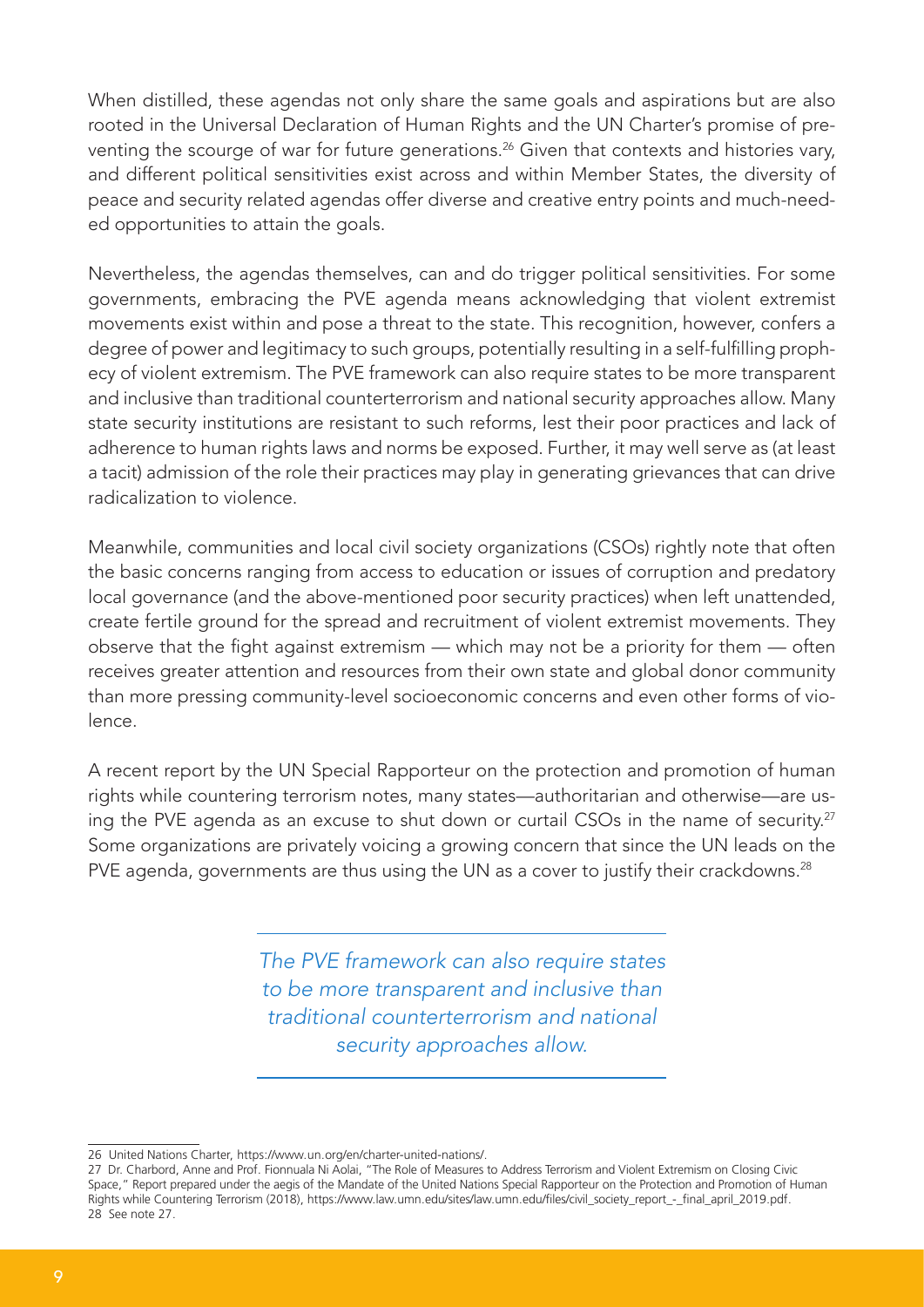When distilled, these agendas not only share the same goals and aspirations but are also rooted in the Universal Declaration of Human Rights and the UN Charter's promise of preventing the scourge of war for future generations.[26] Given that contexts and histories vary, and different political sensitivities exist across and within Member States, the diversity of peace and security related agendas offer diverse and creative entry points and much-needed opportunities to attain the goals.

Nevertheless, the agendas themselves, can and do trigger political sensitivities. For some governments, embracing the PVE agenda means acknowledging that violent extremist movements exist within and pose a threat to the state. This recognition, however, confers a degree of power and legitimacy to such groups, potentially resulting in a self-fulfilling prophecy of violent extremism. The PVE framework can also require states to be more transparent and inclusive than traditional counterterrorism and national security approaches allow. Many state security institutions are resistant to such reforms, lest their poor practices and lack of adherence to human rights laws and norms be exposed. Further, it may well serve as (at least a tacit) admission of the role their practices may play in generating grievances that can drive radicalization to violence.

Meanwhile, communities and local civil society organizations (CSOs) rightly note that often the basic concerns ranging from access to education or issues of corruption and predatory local governance (and the above-mentioned poor security practices) when left unattended, create fertile ground for the spread and recruitment of violent extremist movements. They observe that the fight against extremism — which may not be a priority for them — often receives greater attention and resources from their own state and global donor community than more pressing community-level socioeconomic concerns and even other forms of violence.

A recent report by the UN Special Rapporteur on the protection and promotion of human rights while countering terrorism notes, many states—authoritarian and otherwise—are using the PVE agenda as an excuse to shut down or curtail CSOs in the name of security.[27] Some organizations are privately voicing a growing concern that since the UN leads on the PVE agenda, governments are thus using the UN as a cover to justify their crackdowns.[28]

> *The PVE framework can also require states to be more transparent and inclusive than traditional counterterrorism and national security approaches allow.*

---

26 United Nations Charter, https://www.un.org/en/charter-united-nations/.

27 Dr. Charbord, Anne and Prof. Fionnuala Ni Aolai, "The Role of Measures to Address Terrorism and Violent Extremism on Closing Civic Space," Report prepared under the aegis of the Mandate of the United Nations Special Rapporteur on the Protection and Promotion of Human Rights while Countering Terrorism (2018), https://www.law.umn.edu/sites/law.umn.edu/files/civil_society_report_-_final_april_2019.pdf.

28 See note 27.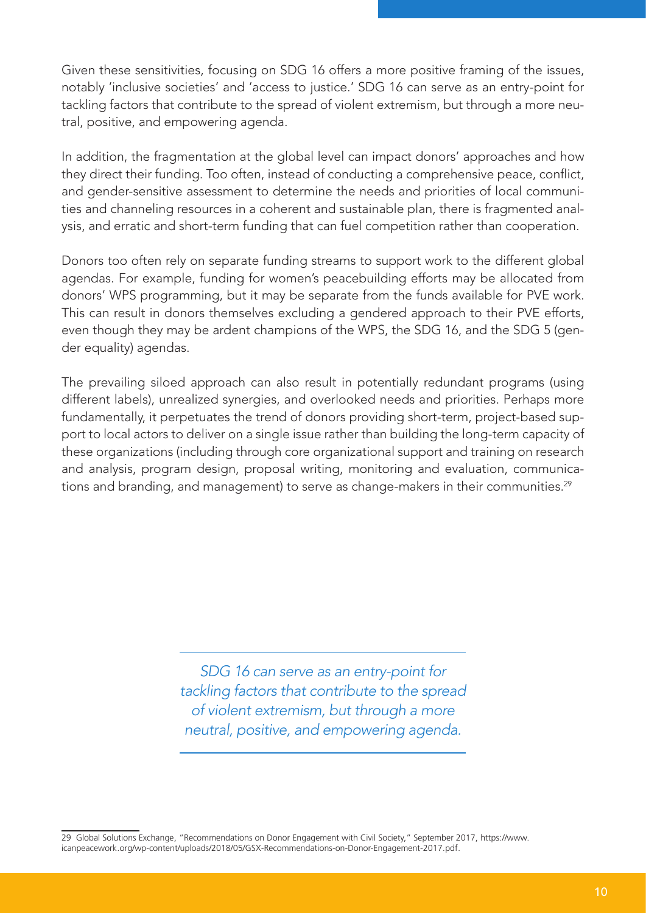Given these sensitivities, focusing on SDG 16 offers a more positive framing of the issues, notably 'inclusive societies' and 'access to justice.' SDG 16 can serve as an entry-point for tackling factors that contribute to the spread of violent extremism, but through a more neutral, positive, and empowering agenda.

In addition, the fragmentation at the global level can impact donors' approaches and how they direct their funding. Too often, instead of conducting a comprehensive peace, conflict, and gender-sensitive assessment to determine the needs and priorities of local communities and channeling resources in a coherent and sustainable plan, there is fragmented analysis, and erratic and short-term funding that can fuel competition rather than cooperation.

Donors too often rely on separate funding streams to support work to the different global agendas. For example, funding for women's peacebuilding efforts may be allocated from donors' WPS programming, but it may be separate from the funds available for PVE work. This can result in donors themselves excluding a gendered approach to their PVE efforts, even though they may be ardent champions of the WPS, the SDG 16, and the SDG 5 (gender equality) agendas.

The prevailing siloed approach can also result in potentially redundant programs (using different labels), unrealized synergies, and overlooked needs and priorities. Perhaps more fundamentally, it perpetuates the trend of donors providing short-term, project-based support to local actors to deliver on a single issue rather than building the long-term capacity of these organizations (including through core organizational support and training on research and analysis, program design, proposal writing, monitoring and evaluation, communications and branding, and management) to serve as change-makers in their communities.[29]

> *SDG 16 can serve as an entry-point for tackling factors that contribute to the spread of violent extremism, but through a more neutral, positive, and empowering agenda.*

29 Global Solutions Exchange, "Recommendations on Donor Engagement with Civil Society," September 2017, https://www.icanpeacework.org/wp-content/uploads/2018/05/GSX-Recommendations-on-Donor-Engagement-2017.pdf.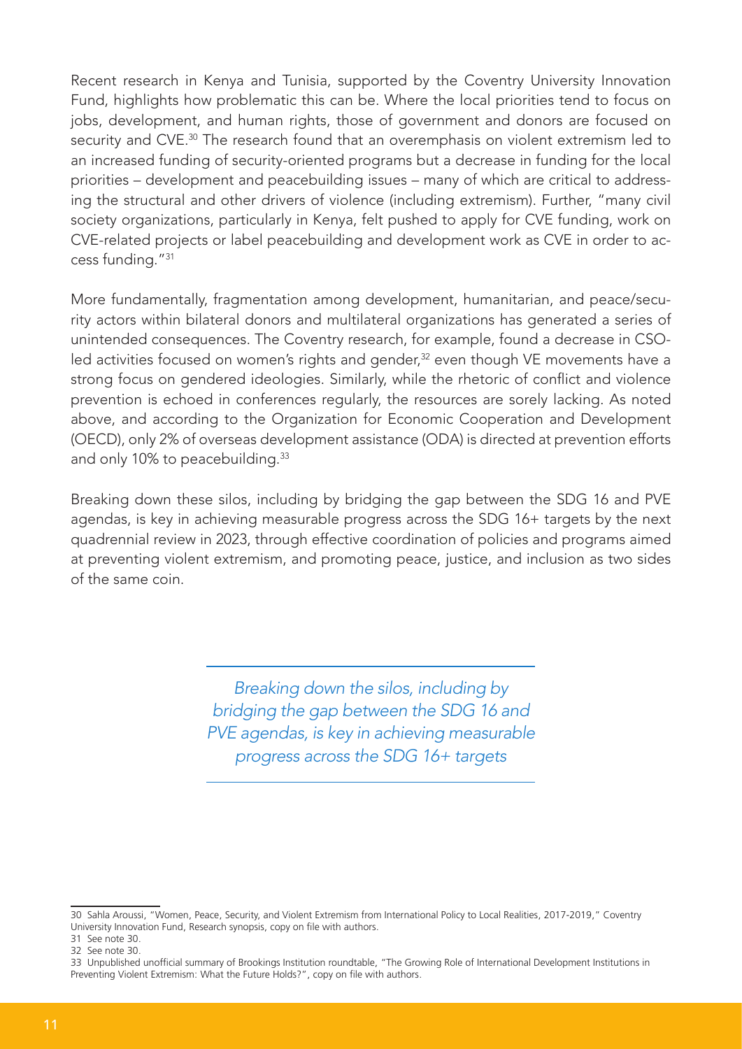Recent research in Kenya and Tunisia, supported by the Coventry University Innovation Fund, highlights how problematic this can be. Where the local priorities tend to focus on jobs, development, and human rights, those of government and donors are focused on security and CVE.[30] The research found that an overemphasis on violent extremism led to an increased funding of security-oriented programs but a decrease in funding for the local priorities – development and peacebuilding issues – many of which are critical to addressing the structural and other drivers of violence (including extremism). Further, "many civil society organizations, particularly in Kenya, felt pushed to apply for CVE funding, work on CVE-related projects or label peacebuilding and development work as CVE in order to access funding."[31]

More fundamentally, fragmentation among development, humanitarian, and peace/security actors within bilateral donors and multilateral organizations has generated a series of unintended consequences. The Coventry research, for example, found a decrease in CSO-led activities focused on women's rights and gender,[32] even though VE movements have a strong focus on gendered ideologies. Similarly, while the rhetoric of conflict and violence prevention is echoed in conferences regularly, the resources are sorely lacking. As noted above, and according to the Organization for Economic Cooperation and Development (OECD), only 2% of overseas development assistance (ODA) is directed at prevention efforts and only 10% to peacebuilding.[33]

Breaking down these silos, including by bridging the gap between the SDG 16 and PVE agendas, is key in achieving measurable progress across the SDG 16+ targets by the next quadrennial review in 2023, through effective coordination of policies and programs aimed at preventing violent extremism, and promoting peace, justice, and inclusion as two sides of the same coin.

> *Breaking down the silos, including by bridging the gap between the SDG 16 and PVE agendas, is key in achieving measurable progress across the SDG 16+ targets*

---

30 Sahla Aroussi, "Women, Peace, Security, and Violent Extremism from International Policy to Local Realities, 2017-2019," Coventry University Innovation Fund, Research synopsis, copy on file with authors.

31 See note 30.

32 See note 30.

33 Unpublished unofficial summary of Brookings Institution roundtable, "The Growing Role of International Development Institutions in Preventing Violent Extremism: What the Future Holds?", copy on file with authors.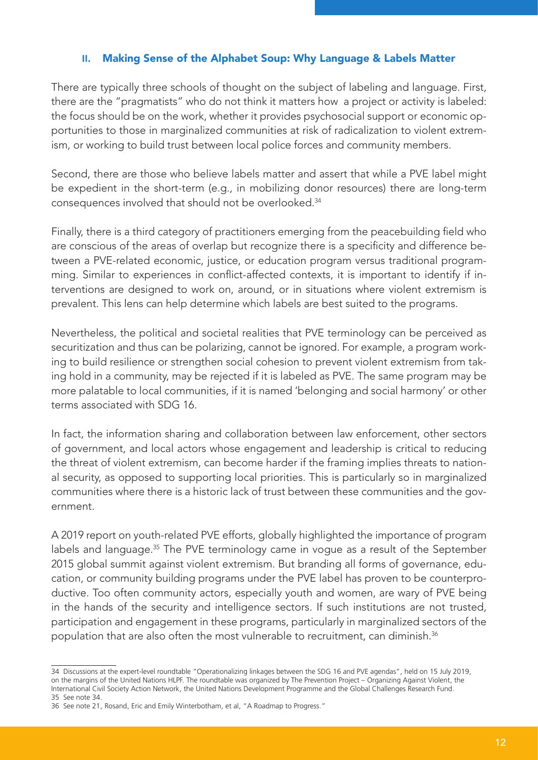## II. Making Sense of the Alphabet Soup: Why Language & Labels Matter

There are typically three schools of thought on the subject of labeling and language. First, there are the "pragmatists" who do not think it matters how a project or activity is labeled: the focus should be on the work, whether it provides psychosocial support or economic opportunities to those in marginalized communities at risk of radicalization to violent extremism, or working to build trust between local police forces and community members.

Second, there are those who believe labels matter and assert that while a PVE label might be expedient in the short-term (e.g., in mobilizing donor resources) there are long-term consequences involved that should not be overlooked.[34]

Finally, there is a third category of practitioners emerging from the peacebuilding field who are conscious of the areas of overlap but recognize there is a specificity and difference between a PVE-related economic, justice, or education program versus traditional programming. Similar to experiences in conflict-affected contexts, it is important to identify if interventions are designed to work on, around, or in situations where violent extremism is prevalent. This lens can help determine which labels are best suited to the programs.

Nevertheless, the political and societal realities that PVE terminology can be perceived as securitization and thus can be polarizing, cannot be ignored. For example, a program working to build resilience or strengthen social cohesion to prevent violent extremism from taking hold in a community, may be rejected if it is labeled as PVE. The same program may be more palatable to local communities, if it is named 'belonging and social harmony' or other terms associated with SDG 16.

In fact, the information sharing and collaboration between law enforcement, other sectors of government, and local actors whose engagement and leadership is critical to reducing the threat of violent extremism, can become harder if the framing implies threats to national security, as opposed to supporting local priorities. This is particularly so in marginalized communities where there is a historic lack of trust between these communities and the government.

A 2019 report on youth-related PVE efforts, globally highlighted the importance of program labels and language.[35] The PVE terminology came in vogue as a result of the September 2015 global summit against violent extremism. But branding all forms of governance, education, or community building programs under the PVE label has proven to be counterproductive. Too often community actors, especially youth and women, are wary of PVE being in the hands of the security and intelligence sectors. If such institutions are not trusted, participation and engagement in these programs, particularly in marginalized sectors of the population that are also often the most vulnerable to recruitment, can diminish.[36]

---

34 Discussions at the expert-level roundtable "Operationalizing linkages between the SDG 16 and PVE agendas", held on 15 July 2019, on the margins of the United Nations HLPF. The roundtable was organized by The Prevention Project – Organizing Against Violent, the International Civil Society Action Network, the United Nations Development Programme and the Global Challenges Research Fund.

35 See note 34.

36 See note 21, Rosand, Eric and Emily Winterbotham, et al, "A Roadmap to Progress."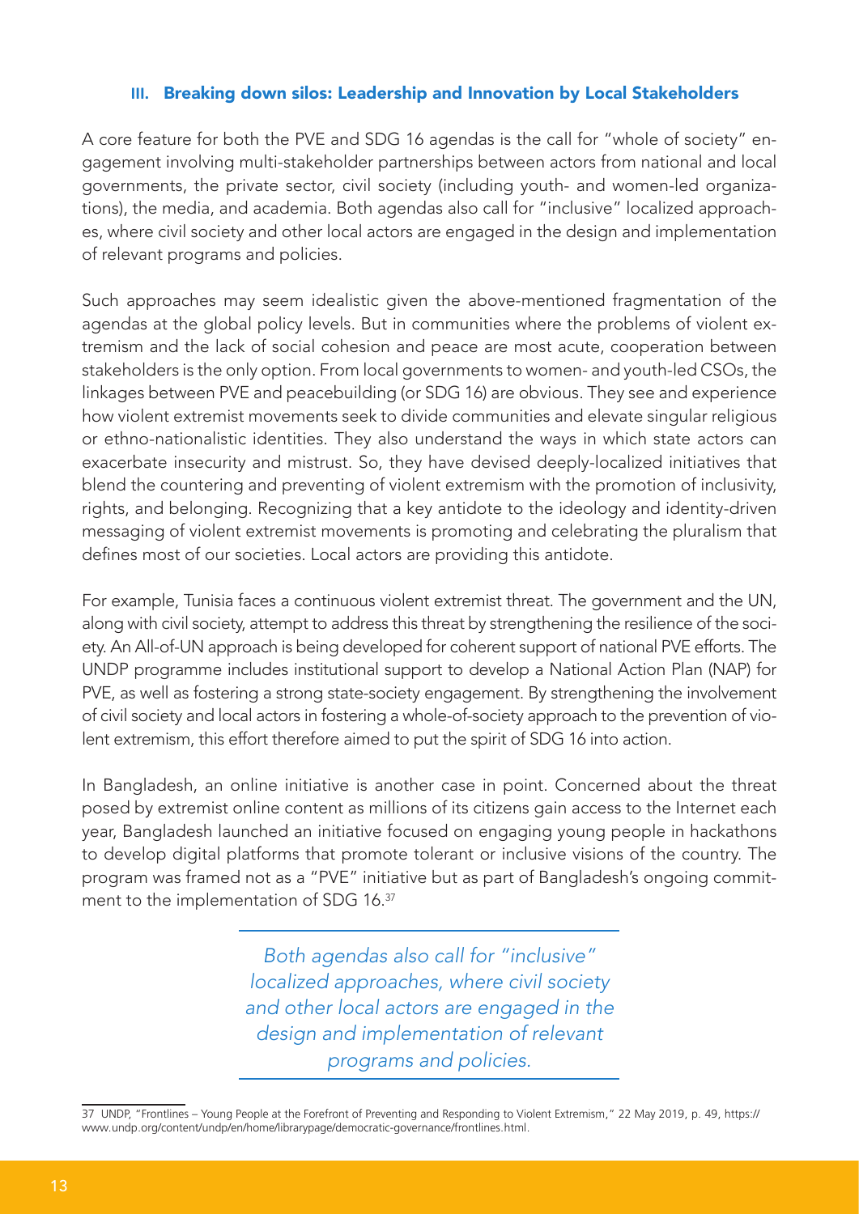### III. Breaking down silos: Leadership and Innovation by Local Stakeholders

A core feature for both the PVE and SDG 16 agendas is the call for "whole of society" engagement involving multi-stakeholder partnerships between actors from national and local governments, the private sector, civil society (including youth- and women-led organizations), the media, and academia. Both agendas also call for "inclusive" localized approaches, where civil society and other local actors are engaged in the design and implementation of relevant programs and policies.

Such approaches may seem idealistic given the above-mentioned fragmentation of the agendas at the global policy levels. But in communities where the problems of violent extremism and the lack of social cohesion and peace are most acute, cooperation between stakeholders is the only option. From local governments to women- and youth-led CSOs, the linkages between PVE and peacebuilding (or SDG 16) are obvious. They see and experience how violent extremist movements seek to divide communities and elevate singular religious or ethno-nationalistic identities. They also understand the ways in which state actors can exacerbate insecurity and mistrust. So, they have devised deeply-localized initiatives that blend the countering and preventing of violent extremism with the promotion of inclusivity, rights, and belonging. Recognizing that a key antidote to the ideology and identity-driven messaging of violent extremist movements is promoting and celebrating the pluralism that defines most of our societies. Local actors are providing this antidote.

For example, Tunisia faces a continuous violent extremist threat. The government and the UN, along with civil society, attempt to address this threat by strengthening the resilience of the society. An All-of-UN approach is being developed for coherent support of national PVE efforts. The UNDP programme includes institutional support to develop a National Action Plan (NAP) for PVE, as well as fostering a strong state-society engagement. By strengthening the involvement of civil society and local actors in fostering a whole-of-society approach to the prevention of violent extremism, this effort therefore aimed to put the spirit of SDG 16 into action.

In Bangladesh, an online initiative is another case in point. Concerned about the threat posed by extremist online content as millions of its citizens gain access to the Internet each year, Bangladesh launched an initiative focused on engaging young people in hackathons to develop digital platforms that promote tolerant or inclusive visions of the country. The program was framed not as a "PVE" initiative but as part of Bangladesh's ongoing commitment to the implementation of SDG 16.[37]

> *Both agendas also call for "inclusive" localized approaches, where civil society and other local actors are engaged in the design and implementation of relevant programs and policies.*

37 UNDP, "Frontlines – Young People at the Forefront of Preventing and Responding to Violent Extremism," 22 May 2019, p. 49, https://www.undp.org/content/undp/en/home/librarypage/democratic-governance/frontlines.html.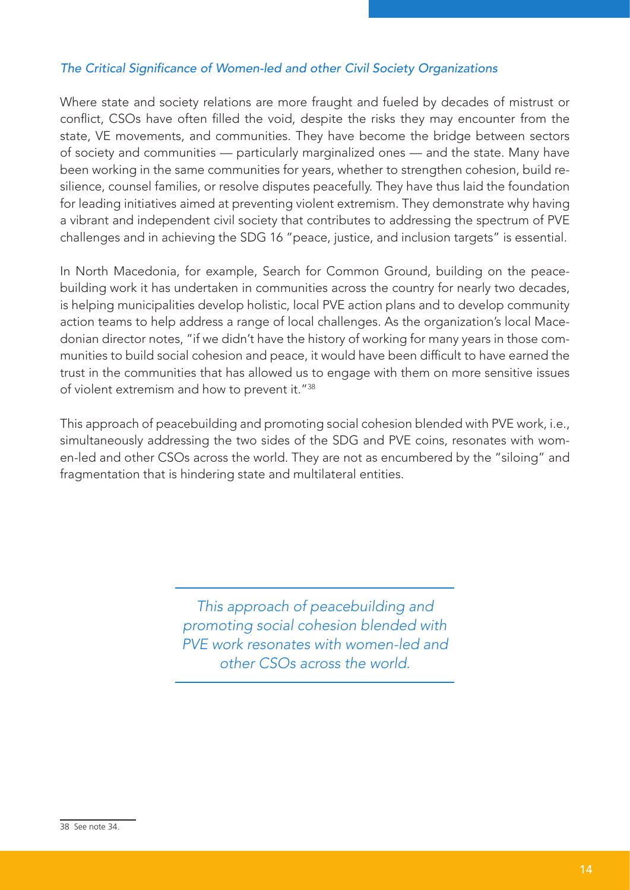### *The Critical Significance of Women-led and other Civil Society Organizations*

Where state and society relations are more fraught and fueled by decades of mistrust or conflict, CSOs have often filled the void, despite the risks they may encounter from the state, VE movements, and communities. They have become the bridge between sectors of society and communities — particularly marginalized ones — and the state. Many have been working in the same communities for years, whether to strengthen cohesion, build resilience, counsel families, or resolve disputes peacefully. They have thus laid the foundation for leading initiatives aimed at preventing violent extremism. They demonstrate why having a vibrant and independent civil society that contributes to addressing the spectrum of PVE challenges and in achieving the SDG 16 "peace, justice, and inclusion targets" is essential.

In North Macedonia, for example, Search for Common Ground, building on the peacebuilding work it has undertaken in communities across the country for nearly two decades, is helping municipalities develop holistic, local PVE action plans and to develop community action teams to help address a range of local challenges. As the organization's local Macedonian director notes, "if we didn't have the history of working for many years in those communities to build social cohesion and peace, it would have been difficult to have earned the trust in the communities that has allowed us to engage with them on more sensitive issues of violent extremism and how to prevent it."[38]

This approach of peacebuilding and promoting social cohesion blended with PVE work, i.e., simultaneously addressing the two sides of the SDG and PVE coins, resonates with women-led and other CSOs across the world. They are not as encumbered by the "siloing" and fragmentation that is hindering state and multilateral entities.

> *This approach of peacebuilding and promoting social cohesion blended with PVE work resonates with women-led and other CSOs across the world.*

---

38 See note 34.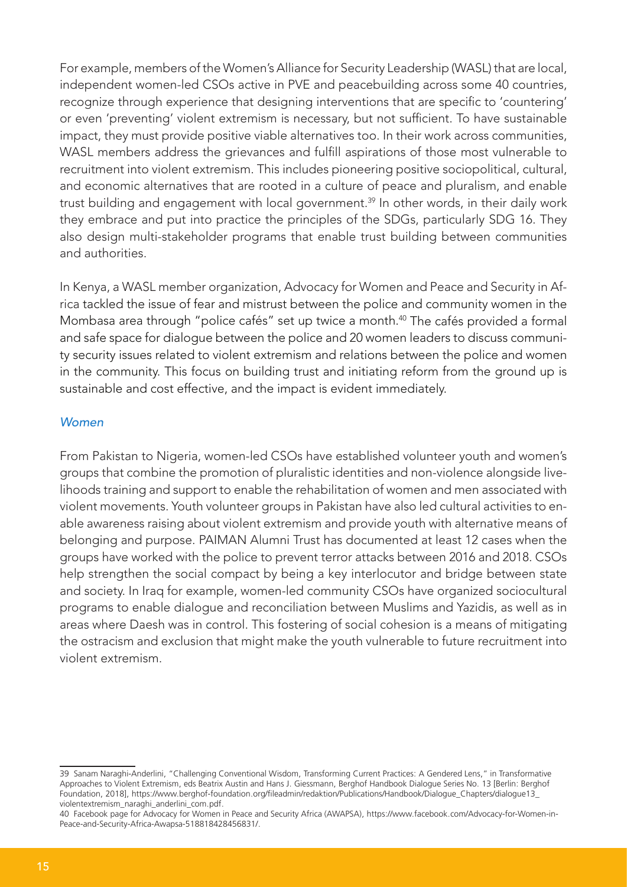For example, members of the Women's Alliance for Security Leadership (WASL) that are local, independent women-led CSOs active in PVE and peacebuilding across some 40 countries, recognize through experience that designing interventions that are specific to 'countering' or even 'preventing' violent extremism is necessary, but not sufficient. To have sustainable impact, they must provide positive viable alternatives too. In their work across communities, WASL members address the grievances and fulfill aspirations of those most vulnerable to recruitment into violent extremism. This includes pioneering positive sociopolitical, cultural, and economic alternatives that are rooted in a culture of peace and pluralism, and enable trust building and engagement with local government.[39] In other words, in their daily work they embrace and put into practice the principles of the SDGs, particularly SDG 16. They also design multi-stakeholder programs that enable trust building between communities and authorities.

In Kenya, a WASL member organization, Advocacy for Women and Peace and Security in Africa tackled the issue of fear and mistrust between the police and community women in the Mombasa area through "police cafés" set up twice a month.[40] The cafés provided a formal and safe space for dialogue between the police and 20 women leaders to discuss community security issues related to violent extremism and relations between the police and women in the community. This focus on building trust and initiating reform from the ground up is sustainable and cost effective, and the impact is evident immediately.

### *Women*

From Pakistan to Nigeria, women-led CSOs have established volunteer youth and women's groups that combine the promotion of pluralistic identities and non-violence alongside livelihoods training and support to enable the rehabilitation of women and men associated with violent movements. Youth volunteer groups in Pakistan have also led cultural activities to enable awareness raising about violent extremism and provide youth with alternative means of belonging and purpose. PAIMAN Alumni Trust has documented at least 12 cases when the groups have worked with the police to prevent terror attacks between 2016 and 2018. CSOs help strengthen the social compact by being a key interlocutor and bridge between state and society. In Iraq for example, women-led community CSOs have organized sociocultural programs to enable dialogue and reconciliation between Muslims and Yazidis, as well as in areas where Daesh was in control. This fostering of social cohesion is a means of mitigating the ostracism and exclusion that might make the youth vulnerable to future recruitment into violent extremism.

---

39 Sanam Naraghi-Anderlini, "Challenging Conventional Wisdom, Transforming Current Practices: A Gendered Lens," in Transformative Approaches to Violent Extremism, eds Beatrix Austin and Hans J. Giessmann, Berghof Handbook Dialogue Series No. 13 [Berlin: Berghof Foundation, 2018], https://www.berghof-foundation.org/fileadmin/redaktion/Publications/Handbook/Dialogue_Chapters/dialogue13_violentextremism_naraghi_anderlini_com.pdf.

40 Facebook page for Advocacy for Women in Peace and Security Africa (AWAPSA), https://www.facebook.com/Advocacy-for-Women-in-Peace-and-Security-Africa-Awapsa-518818428456831/.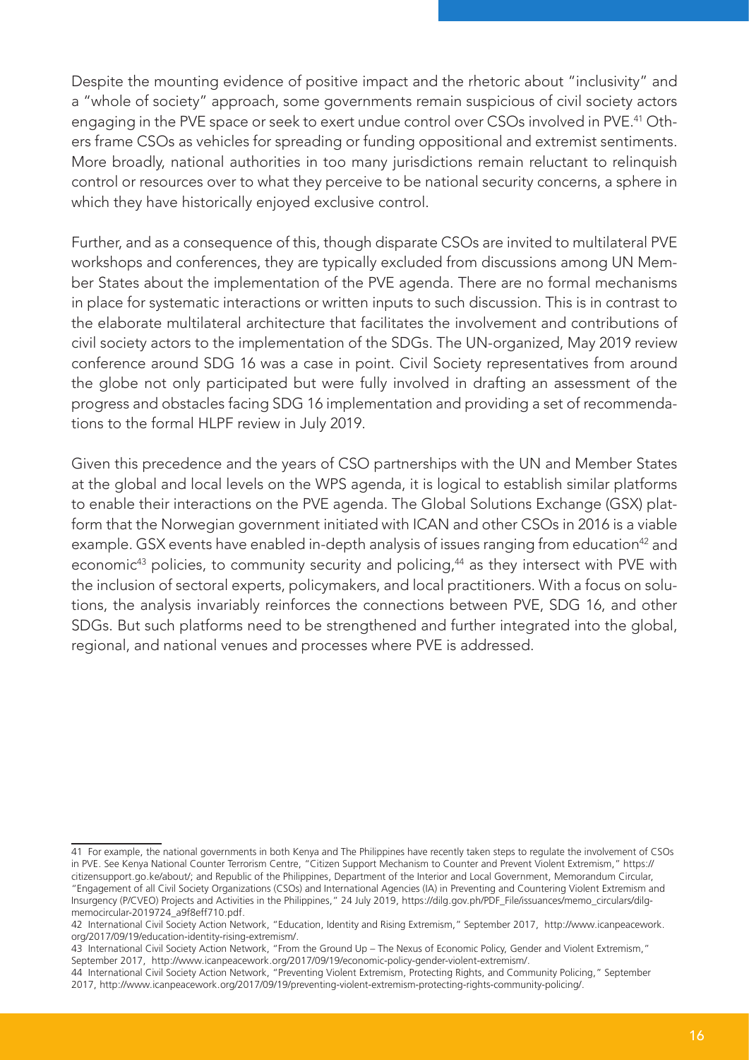Despite the mounting evidence of positive impact and the rhetoric about "inclusivity" and a "whole of society" approach, some governments remain suspicious of civil society actors engaging in the PVE space or seek to exert undue control over CSOs involved in PVE.[41] Others frame CSOs as vehicles for spreading or funding oppositional and extremist sentiments. More broadly, national authorities in too many jurisdictions remain reluctant to relinquish control or resources over to what they perceive to be national security concerns, a sphere in which they have historically enjoyed exclusive control.

Further, and as a consequence of this, though disparate CSOs are invited to multilateral PVE workshops and conferences, they are typically excluded from discussions among UN Member States about the implementation of the PVE agenda. There are no formal mechanisms in place for systematic interactions or written inputs to such discussion. This is in contrast to the elaborate multilateral architecture that facilitates the involvement and contributions of civil society actors to the implementation of the SDGs. The UN-organized, May 2019 review conference around SDG 16 was a case in point. Civil Society representatives from around the globe not only participated but were fully involved in drafting an assessment of the progress and obstacles facing SDG 16 implementation and providing a set of recommendations to the formal HLPF review in July 2019.

Given this precedence and the years of CSO partnerships with the UN and Member States at the global and local levels on the WPS agenda, it is logical to establish similar platforms to enable their interactions on the PVE agenda. The Global Solutions Exchange (GSX) platform that the Norwegian government initiated with ICAN and other CSOs in 2016 is a viable example. GSX events have enabled in-depth analysis of issues ranging from education[42] and economic[43] policies, to community security and policing,[44] as they intersect with PVE with the inclusion of sectoral experts, policymakers, and local practitioners. With a focus on solutions, the analysis invariably reinforces the connections between PVE, SDG 16, and other SDGs. But such platforms need to be strengthened and further integrated into the global, regional, and national venues and processes where PVE is addressed.

---

41 For example, the national governments in both Kenya and The Philippines have recently taken steps to regulate the involvement of CSOs in PVE. See Kenya National Counter Terrorism Centre, "Citizen Support Mechanism to Counter and Prevent Violent Extremism," https://citizensupport.go.ke/about/; and Republic of the Philippines, Department of the Interior and Local Government, Memorandum Circular, "Engagement of all Civil Society Organizations (CSOs) and International Agencies (IA) in Preventing and Countering Violent Extremism and Insurgency (P/CVEO) Projects and Activities in the Philippines," 24 July 2019, https://dilg.gov.ph/PDF_File/issuances/memo_circulars/dilg-memocircular-2019724_a9f8eff710.pdf.

42 International Civil Society Action Network, "Education, Identity and Rising Extremism," September 2017, http://www.icanpeacework.org/2017/09/19/education-identity-rising-extremism/.

43 International Civil Society Action Network, "From the Ground Up – The Nexus of Economic Policy, Gender and Violent Extremism," September 2017, http://www.icanpeacework.org/2017/09/19/economic-policy-gender-violent-extremism/.

44 International Civil Society Action Network, "Preventing Violent Extremism, Protecting Rights, and Community Policing," September 2017, http://www.icanpeacework.org/2017/09/19/preventing-violent-extremism-protecting-rights-community-policing/.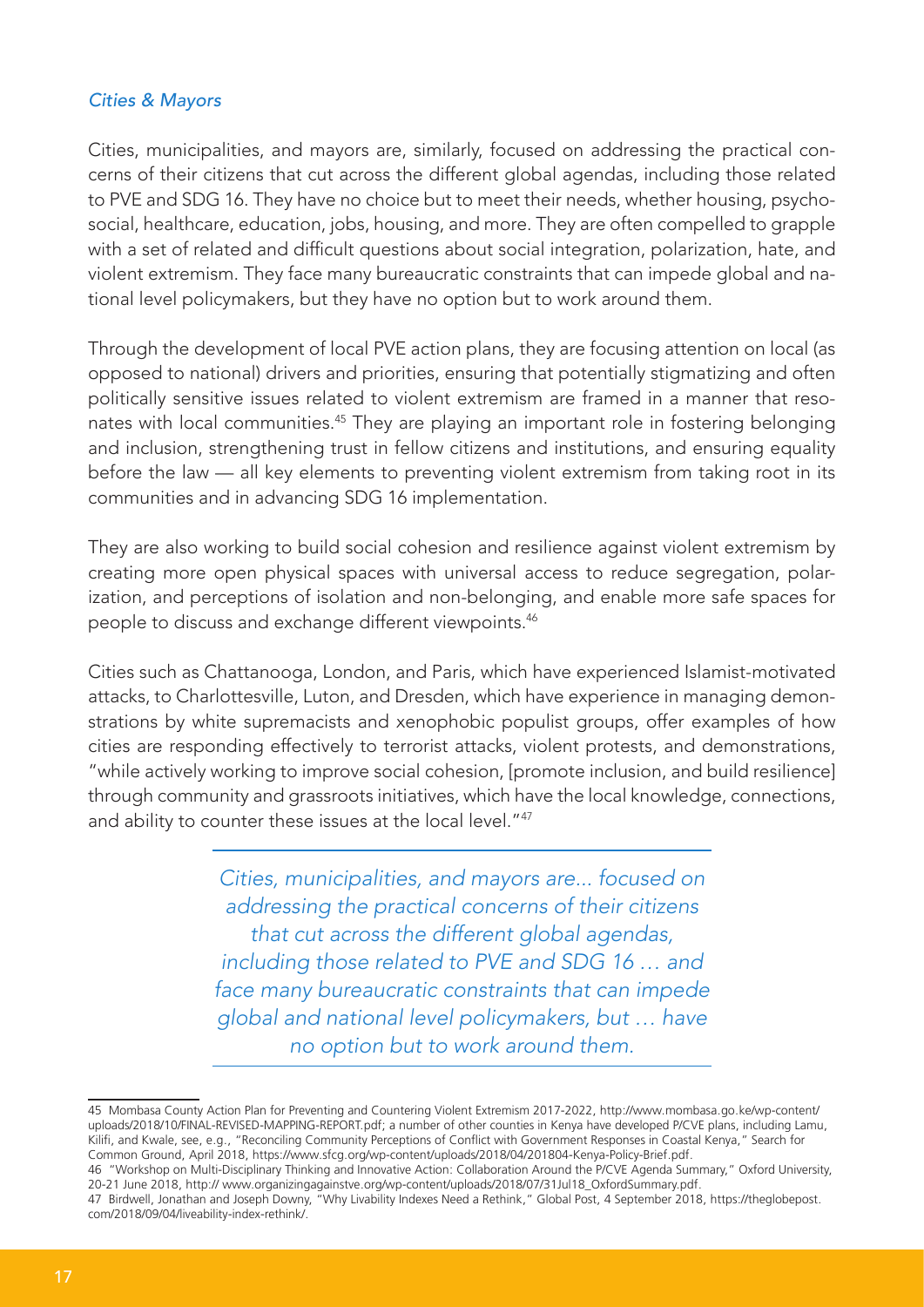*Cities & Mayors*

Cities, municipalities, and mayors are, similarly, focused on addressing the practical concerns of their citizens that cut across the different global agendas, including those related to PVE and SDG 16. They have no choice but to meet their needs, whether housing, psychosocial, healthcare, education, jobs, housing, and more. They are often compelled to grapple with a set of related and difficult questions about social integration, polarization, hate, and violent extremism. They face many bureaucratic constraints that can impede global and national level policymakers, but they have no option but to work around them.

Through the development of local PVE action plans, they are focusing attention on local (as opposed to national) drivers and priorities, ensuring that potentially stigmatizing and often politically sensitive issues related to violent extremism are framed in a manner that resonates with local communities.[45] They are playing an important role in fostering belonging and inclusion, strengthening trust in fellow citizens and institutions, and ensuring equality before the law — all key elements to preventing violent extremism from taking root in its communities and in advancing SDG 16 implementation.

They are also working to build social cohesion and resilience against violent extremism by creating more open physical spaces with universal access to reduce segregation, polarization, and perceptions of isolation and non-belonging, and enable more safe spaces for people to discuss and exchange different viewpoints.[46]

Cities such as Chattanooga, London, and Paris, which have experienced Islamist-motivated attacks, to Charlottesville, Luton, and Dresden, which have experience in managing demonstrations by white supremacists and xenophobic populist groups, offer examples of how cities are responding effectively to terrorist attacks, violent protests, and demonstrations, "while actively working to improve social cohesion, [promote inclusion, and build resilience] through community and grassroots initiatives, which have the local knowledge, connections, and ability to counter these issues at the local level."[47]

> *Cities, municipalities, and mayors are... focused on addressing the practical concerns of their citizens that cut across the different global agendas, including those related to PVE and SDG 16 … and face many bureaucratic constraints that can impede global and national level policymakers, but … have no option but to work around them.*

---

45 Mombasa County Action Plan for Preventing and Countering Violent Extremism 2017-2022, http://www.mombasa.go.ke/wp-content/uploads/2018/10/FINAL-REVISED-MAPPING-REPORT.pdf; a number of other counties in Kenya have developed P/CVE plans, including Lamu, Kilifi, and Kwale, see, e.g., "Reconciling Community Perceptions of Conflict with Government Responses in Coastal Kenya," Search for Common Ground, April 2018, https://www.sfcg.org/wp-content/uploads/2018/04/201804-Kenya-Policy-Brief.pdf.

46 "Workshop on Multi-Disciplinary Thinking and Innovative Action: Collaboration Around the P/CVE Agenda Summary," Oxford University, 20-21 June 2018, http:// www.organizingagainstve.org/wp-content/uploads/2018/07/31Jul18_OxfordSummary.pdf.

47 Birdwell, Jonathan and Joseph Downy, "Why Livability Indexes Need a Rethink," Global Post, 4 September 2018, https://theglobepost.com/2018/09/04/liveability-index-rethink/.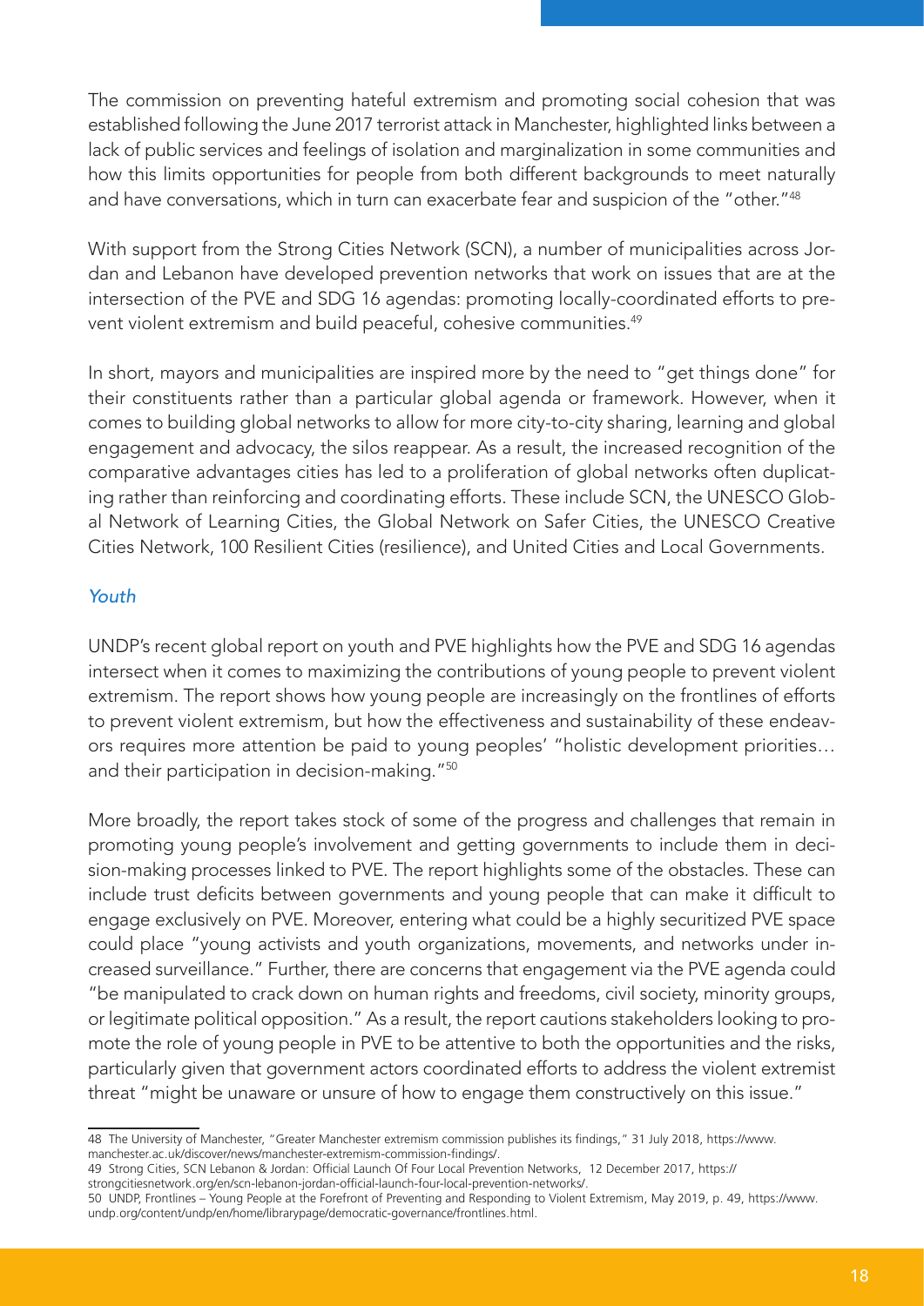The commission on preventing hateful extremism and promoting social cohesion that was established following the June 2017 terrorist attack in Manchester, highlighted links between a lack of public services and feelings of isolation and marginalization in some communities and how this limits opportunities for people from both different backgrounds to meet naturally and have conversations, which in turn can exacerbate fear and suspicion of the "other."[48]

With support from the Strong Cities Network (SCN), a number of municipalities across Jordan and Lebanon have developed prevention networks that work on issues that are at the intersection of the PVE and SDG 16 agendas: promoting locally-coordinated efforts to prevent violent extremism and build peaceful, cohesive communities.[49]

In short, mayors and municipalities are inspired more by the need to "get things done" for their constituents rather than a particular global agenda or framework. However, when it comes to building global networks to allow for more city-to-city sharing, learning and global engagement and advocacy, the silos reappear. As a result, the increased recognition of the comparative advantages cities has led to a proliferation of global networks often duplicating rather than reinforcing and coordinating efforts. These include SCN, the UNESCO Global Network of Learning Cities, the Global Network on Safer Cities, the UNESCO Creative Cities Network, 100 Resilient Cities (resilience), and United Cities and Local Governments.

### *Youth*

UNDP's recent global report on youth and PVE highlights how the PVE and SDG 16 agendas intersect when it comes to maximizing the contributions of young people to prevent violent extremism. The report shows how young people are increasingly on the frontlines of efforts to prevent violent extremism, but how the effectiveness and sustainability of these endeavors requires more attention be paid to young peoples' "holistic development priorities… and their participation in decision-making."[50]

More broadly, the report takes stock of some of the progress and challenges that remain in promoting young people's involvement and getting governments to include them in decision-making processes linked to PVE. The report highlights some of the obstacles. These can include trust deficits between governments and young people that can make it difficult to engage exclusively on PVE. Moreover, entering what could be a highly securitized PVE space could place "young activists and youth organizations, movements, and networks under increased surveillance." Further, there are concerns that engagement via the PVE agenda could "be manipulated to crack down on human rights and freedoms, civil society, minority groups, or legitimate political opposition." As a result, the report cautions stakeholders looking to promote the role of young people in PVE to be attentive to both the opportunities and the risks, particularly given that government actors coordinated efforts to address the violent extremist threat "might be unaware or unsure of how to engage them constructively on this issue."

---

48 The University of Manchester, "Greater Manchester extremism commission publishes its findings," 31 July 2018, https://www.manchester.ac.uk/discover/news/manchester-extremism-commission-findings/.

49 Strong Cities, SCN Lebanon & Jordan: Official Launch Of Four Local Prevention Networks, 12 December 2017, https://strongcitiesnetwork.org/en/scn-lebanon-jordan-official-launch-four-local-prevention-networks/.

50 UNDP, Frontlines – Young People at the Forefront of Preventing and Responding to Violent Extremism, May 2019, p. 49, https://www.undp.org/content/undp/en/home/librarypage/democratic-governance/frontlines.html.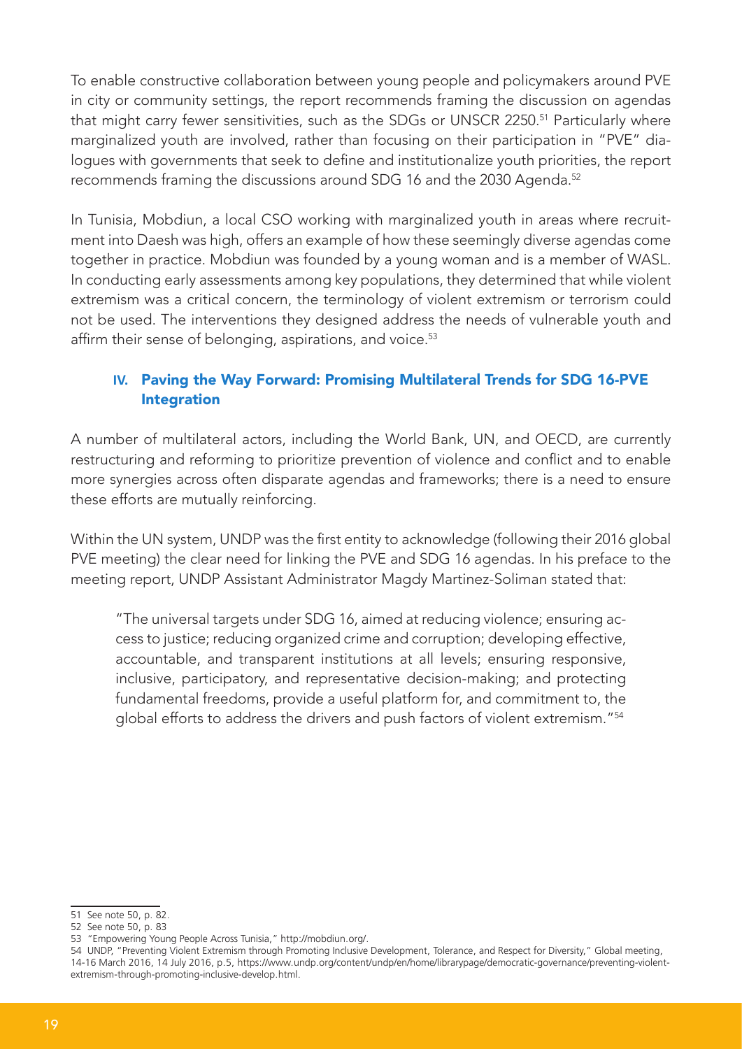To enable constructive collaboration between young people and policymakers around PVE in city or community settings, the report recommends framing the discussion on agendas that might carry fewer sensitivities, such as the SDGs or UNSCR 2250.[51] Particularly where marginalized youth are involved, rather than focusing on their participation in "PVE" dialogues with governments that seek to define and institutionalize youth priorities, the report recommends framing the discussions around SDG 16 and the 2030 Agenda.[52]

In Tunisia, Mobdiun, a local CSO working with marginalized youth in areas where recruitment into Daesh was high, offers an example of how these seemingly diverse agendas come together in practice. Mobdiun was founded by a young woman and is a member of WASL. In conducting early assessments among key populations, they determined that while violent extremism was a critical concern, the terminology of violent extremism or terrorism could not be used. The interventions they designed address the needs of vulnerable youth and affirm their sense of belonging, aspirations, and voice.[53]

## IV. Paving the Way Forward: Promising Multilateral Trends for SDG 16-PVE Integration

A number of multilateral actors, including the World Bank, UN, and OECD, are currently restructuring and reforming to prioritize prevention of violence and conflict and to enable more synergies across often disparate agendas and frameworks; there is a need to ensure these efforts are mutually reinforcing.

Within the UN system, UNDP was the first entity to acknowledge (following their 2016 global PVE meeting) the clear need for linking the PVE and SDG 16 agendas. In his preface to the meeting report, UNDP Assistant Administrator Magdy Martinez-Soliman stated that:

> "The universal targets under SDG 16, aimed at reducing violence; ensuring access to justice; reducing organized crime and corruption; developing effective, accountable, and transparent institutions at all levels; ensuring responsive, inclusive, participatory, and representative decision-making; and protecting fundamental freedoms, provide a useful platform for, and commitment to, the global efforts to address the drivers and push factors of violent extremism."[54]

---

51 See note 50, p. 82.

52 See note 50, p. 83

53 "Empowering Young People Across Tunisia," http://mobdiun.org/.

54 UNDP, "Preventing Violent Extremism through Promoting Inclusive Development, Tolerance, and Respect for Diversity," Global meeting, 14-16 March 2016, 14 July 2016, p.5, https://www.undp.org/content/undp/en/home/librarypage/democratic-governance/preventing-violent-extremism-through-promoting-inclusive-develop.html.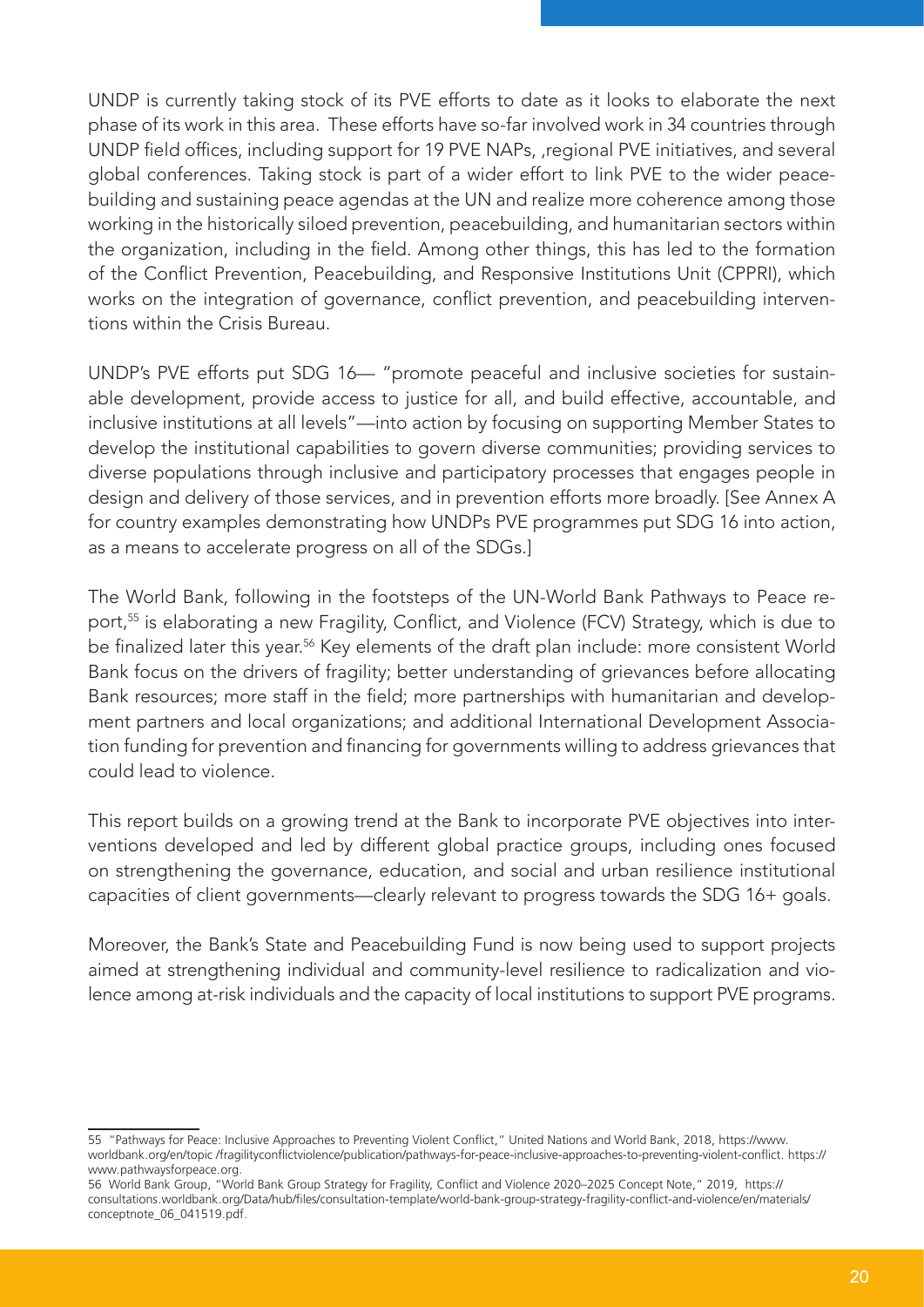UNDP is currently taking stock of its PVE efforts to date as it looks to elaborate the next phase of its work in this area. These efforts have so-far involved work in 34 countries through UNDP field offices, including support for 19 PVE NAPs, ,regional PVE initiatives, and several global conferences. Taking stock is part of a wider effort to link PVE to the wider peacebuilding and sustaining peace agendas at the UN and realize more coherence among those working in the historically siloed prevention, peacebuilding, and humanitarian sectors within the organization, including in the field. Among other things, this has led to the formation of the Conflict Prevention, Peacebuilding, and Responsive Institutions Unit (CPPRI), which works on the integration of governance, conflict prevention, and peacebuilding interventions within the Crisis Bureau.

UNDP's PVE efforts put SDG 16— "promote peaceful and inclusive societies for sustainable development, provide access to justice for all, and build effective, accountable, and inclusive institutions at all levels"—into action by focusing on supporting Member States to develop the institutional capabilities to govern diverse communities; providing services to diverse populations through inclusive and participatory processes that engages people in design and delivery of those services, and in prevention efforts more broadly. [See Annex A for country examples demonstrating how UNDPs PVE programmes put SDG 16 into action, as a means to accelerate progress on all of the SDGs.]

The World Bank, following in the footsteps of the UN-World Bank Pathways to Peace report,[55] is elaborating a new Fragility, Conflict, and Violence (FCV) Strategy, which is due to be finalized later this year.[56] Key elements of the draft plan include: more consistent World Bank focus on the drivers of fragility; better understanding of grievances before allocating Bank resources; more staff in the field; more partnerships with humanitarian and development partners and local organizations; and additional International Development Association funding for prevention and financing for governments willing to address grievances that could lead to violence.

This report builds on a growing trend at the Bank to incorporate PVE objectives into interventions developed and led by different global practice groups, including ones focused on strengthening the governance, education, and social and urban resilience institutional capacities of client governments—clearly relevant to progress towards the SDG 16+ goals.

Moreover, the Bank's State and Peacebuilding Fund is now being used to support projects aimed at strengthening individual and community-level resilience to radicalization and violence among at-risk individuals and the capacity of local institutions to support PVE programs.

---

55 "Pathways for Peace: Inclusive Approaches to Preventing Violent Conflict," United Nations and World Bank, 2018, https://www.worldbank.org/en/topic /fragilityconflictviolence/publication/pathways-for-peace-inclusive-approaches-to-preventing-violent-conflict. https://www.pathwaysforpeace.org.

56 World Bank Group, "World Bank Group Strategy for Fragility, Conflict and Violence 2020–2025 Concept Note," 2019, https://consultations.worldbank.org/Data/hub/files/consultation-template/world-bank-group-strategy-fragility-conflict-and-violence/en/materials/conceptnote_06_041519.pdf.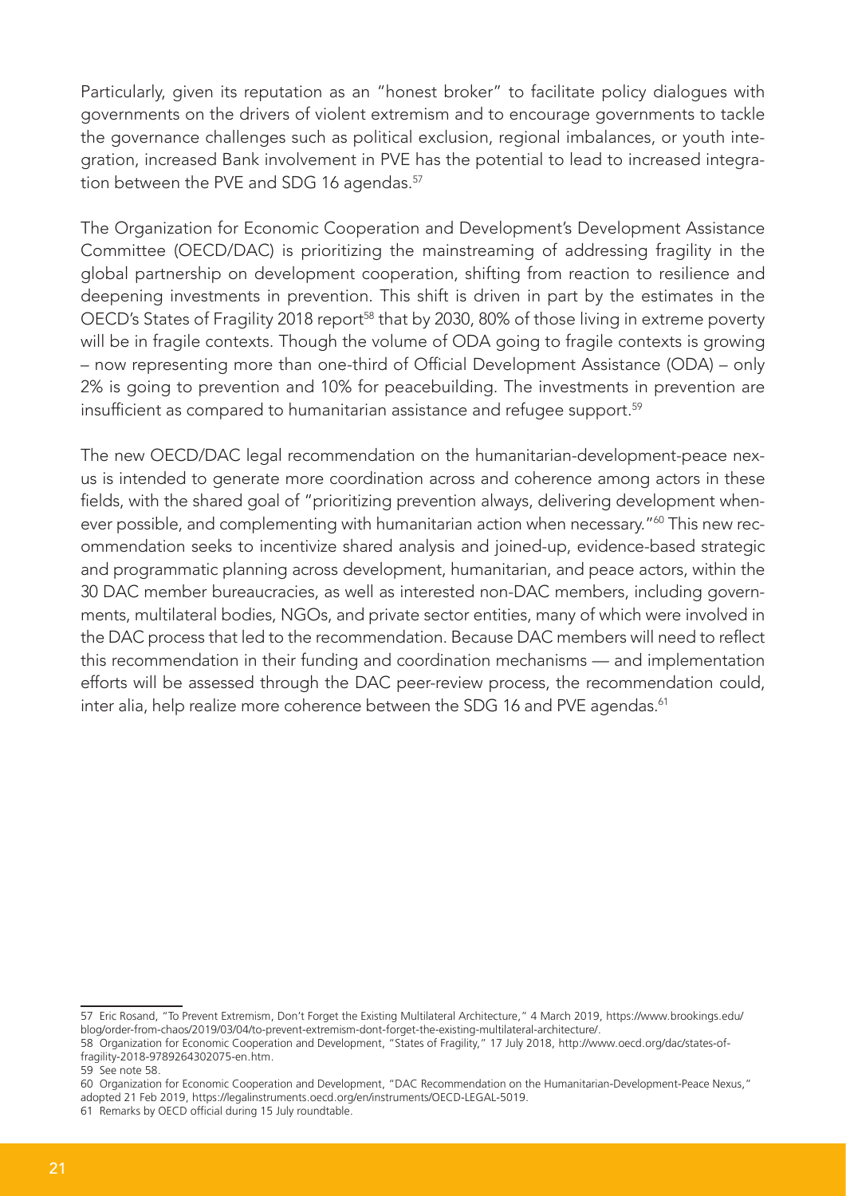Particularly, given its reputation as an "honest broker" to facilitate policy dialogues with governments on the drivers of violent extremism and to encourage governments to tackle the governance challenges such as political exclusion, regional imbalances, or youth integration, increased Bank involvement in PVE has the potential to lead to increased integration between the PVE and SDG 16 agendas.[57]

The Organization for Economic Cooperation and Development's Development Assistance Committee (OECD/DAC) is prioritizing the mainstreaming of addressing fragility in the global partnership on development cooperation, shifting from reaction to resilience and deepening investments in prevention. This shift is driven in part by the estimates in the OECD's States of Fragility 2018 report[58] that by 2030, 80% of those living in extreme poverty will be in fragile contexts. Though the volume of ODA going to fragile contexts is growing – now representing more than one-third of Official Development Assistance (ODA) – only 2% is going to prevention and 10% for peacebuilding. The investments in prevention are insufficient as compared to humanitarian assistance and refugee support.[59]

The new OECD/DAC legal recommendation on the humanitarian-development-peace nexus is intended to generate more coordination across and coherence among actors in these fields, with the shared goal of "prioritizing prevention always, delivering development whenever possible, and complementing with humanitarian action when necessary."[60] This new recommendation seeks to incentivize shared analysis and joined-up, evidence-based strategic and programmatic planning across development, humanitarian, and peace actors, within the 30 DAC member bureaucracies, as well as interested non-DAC members, including governments, multilateral bodies, NGOs, and private sector entities, many of which were involved in the DAC process that led to the recommendation. Because DAC members will need to reflect this recommendation in their funding and coordination mechanisms — and implementation efforts will be assessed through the DAC peer-review process, the recommendation could, inter alia, help realize more coherence between the SDG 16 and PVE agendas.[61]

---

57 Eric Rosand, "To Prevent Extremism, Don't Forget the Existing Multilateral Architecture," 4 March 2019, https://www.brookings.edu/blog/order-from-chaos/2019/03/04/to-prevent-extremism-dont-forget-the-existing-multilateral-architecture/.

58 Organization for Economic Cooperation and Development, "States of Fragility," 17 July 2018, http://www.oecd.org/dac/states-of-fragility-2018-9789264302075-en.htm.

59 See note 58.

60 Organization for Economic Cooperation and Development, "DAC Recommendation on the Humanitarian-Development-Peace Nexus," adopted 21 Feb 2019, https://legalinstruments.oecd.org/en/instruments/OECD-LEGAL-5019.

61 Remarks by OECD official during 15 July roundtable.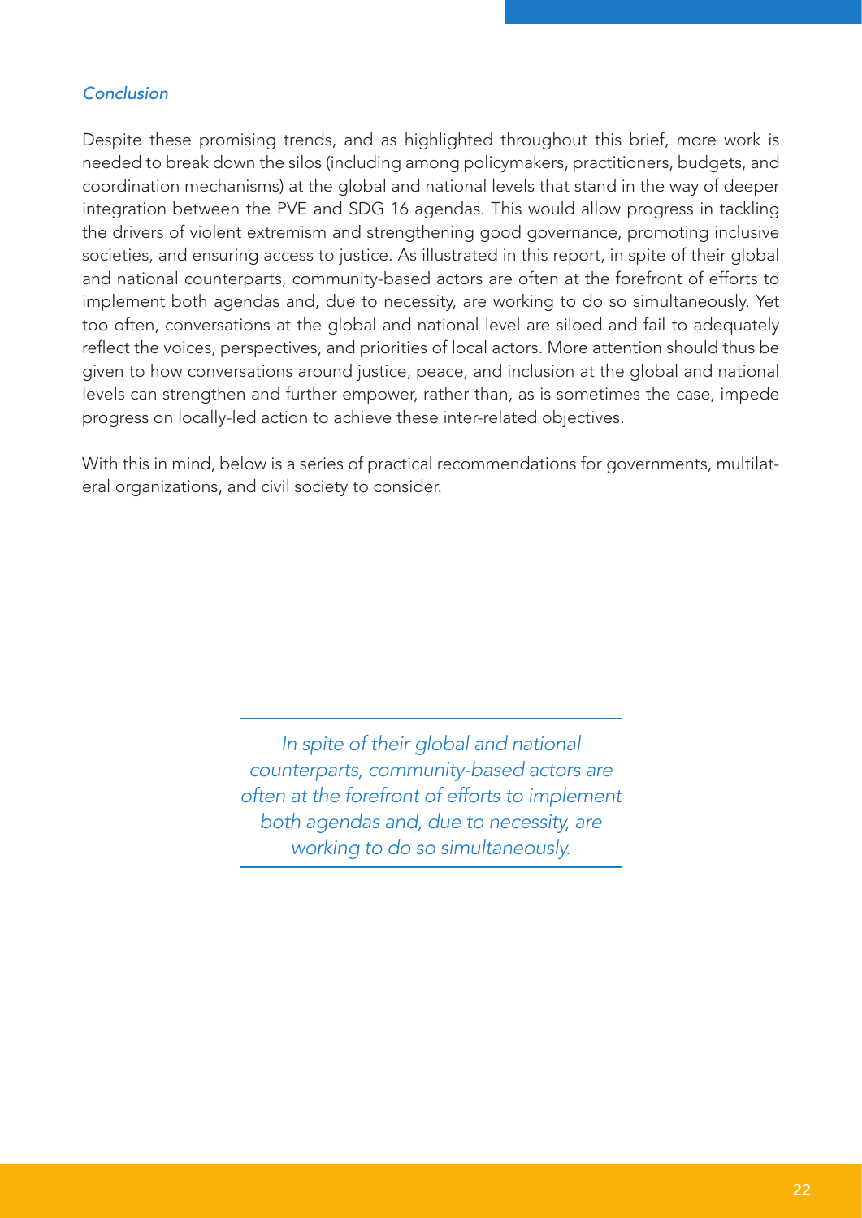### *Conclusion*

Despite these promising trends, and as highlighted throughout this brief, more work is needed to break down the silos (including among policymakers, practitioners, budgets, and coordination mechanisms) at the global and national levels that stand in the way of deeper integration between the PVE and SDG 16 agendas. This would allow progress in tackling the drivers of violent extremism and strengthening good governance, promoting inclusive societies, and ensuring access to justice. As illustrated in this report, in spite of their global and national counterparts, community-based actors are often at the forefront of efforts to implement both agendas and, due to necessity, are working to do so simultaneously. Yet too often, conversations at the global and national level are siloed and fail to adequately reflect the voices, perspectives, and priorities of local actors. More attention should thus be given to how conversations around justice, peace, and inclusion at the global and national levels can strengthen and further empower, rather than, as is sometimes the case, impede progress on locally-led action to achieve these inter-related objectives.

With this in mind, below is a series of practical recommendations for governments, multilateral organizations, and civil society to consider.

> *In spite of their global and national counterparts, community-based actors are often at the forefront of efforts to implement both agendas and, due to necessity, are working to do so simultaneously.*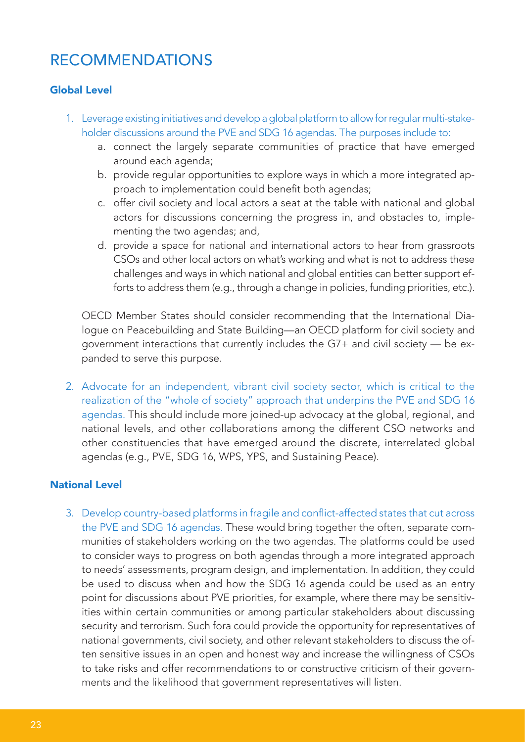# RECOMMENDATIONS

## Global Level

1. Leverage existing initiatives and develop a global platform to allow for regular multi-stakeholder discussions around the PVE and SDG 16 agendas. The purposes include to:
   a. connect the largely separate communities of practice that have emerged around each agenda;
   b. provide regular opportunities to explore ways in which a more integrated approach to implementation could benefit both agendas;
   c. offer civil society and local actors a seat at the table with national and global actors for discussions concerning the progress in, and obstacles to, implementing the two agendas; and,
   d. provide a space for national and international actors to hear from grassroots CSOs and other local actors on what's working and what is not to address these challenges and ways in which national and global entities can better support efforts to address them (e.g., through a change in policies, funding priorities, etc.).

   OECD Member States should consider recommending that the International Dialogue on Peacebuilding and State Building—an OECD platform for civil society and government interactions that currently includes the G7+ and civil society — be expanded to serve this purpose.

2. Advocate for an independent, vibrant civil society sector, which is critical to the realization of the "whole of society" approach that underpins the PVE and SDG 16 agendas. This should include more joined-up advocacy at the global, regional, and national levels, and other collaborations among the different CSO networks and other constituencies that have emerged around the discrete, interrelated global agendas (e.g., PVE, SDG 16, WPS, YPS, and Sustaining Peace).

## National Level

3. Develop country-based platforms in fragile and conflict-affected states that cut across the PVE and SDG 16 agendas. These would bring together the often, separate communities of stakeholders working on the two agendas. The platforms could be used to consider ways to progress on both agendas through a more integrated approach to needs' assessments, program design, and implementation. In addition, they could be used to discuss when and how the SDG 16 agenda could be used as an entry point for discussions about PVE priorities, for example, where there may be sensitivities within certain communities or among particular stakeholders about discussing security and terrorism. Such fora could provide the opportunity for representatives of national governments, civil society, and other relevant stakeholders to discuss the often sensitive issues in an open and honest way and increase the willingness of CSOs to take risks and offer recommendations to or constructive criticism of their governments and the likelihood that government representatives will listen.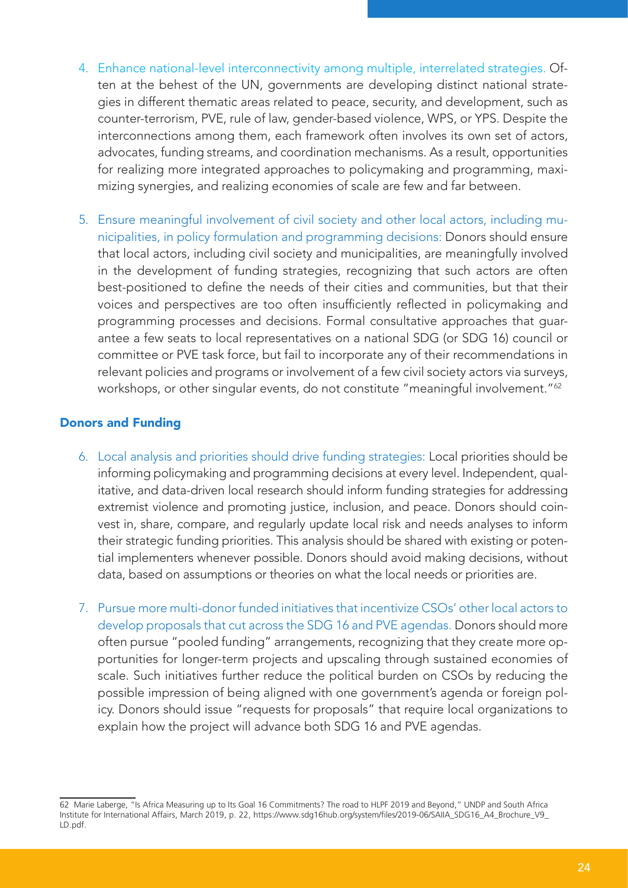4. Enhance national-level interconnectivity among multiple, interrelated strategies. Often at the behest of the UN, governments are developing distinct national strategies in different thematic areas related to peace, security, and development, such as counter-terrorism, PVE, rule of law, gender-based violence, WPS, or YPS. Despite the interconnections among them, each framework often involves its own set of actors, advocates, funding streams, and coordination mechanisms. As a result, opportunities for realizing more integrated approaches to policymaking and programming, maximizing synergies, and realizing economies of scale are few and far between.

5. Ensure meaningful involvement of civil society and other local actors, including municipalities, in policy formulation and programming decisions: Donors should ensure that local actors, including civil society and municipalities, are meaningfully involved in the development of funding strategies, recognizing that such actors are often best-positioned to define the needs of their cities and communities, but that their voices and perspectives are too often insufficiently reflected in policymaking and programming processes and decisions. Formal consultative approaches that guarantee a few seats to local representatives on a national SDG (or SDG 16) council or committee or PVE task force, but fail to incorporate any of their recommendations in relevant policies and programs or involvement of a few civil society actors via surveys, workshops, or other singular events, do not constitute "meaningful involvement."[62]

### Donors and Funding

6. Local analysis and priorities should drive funding strategies: Local priorities should be informing policymaking and programming decisions at every level. Independent, qualitative, and data-driven local research should inform funding strategies for addressing extremist violence and promoting justice, inclusion, and peace. Donors should coinvest in, share, compare, and regularly update local risk and needs analyses to inform their strategic funding priorities. This analysis should be shared with existing or potential implementers whenever possible. Donors should avoid making decisions, without data, based on assumptions or theories on what the local needs or priorities are.

7. Pursue more multi-donor funded initiatives that incentivize CSOs' other local actors to develop proposals that cut across the SDG 16 and PVE agendas. Donors should more often pursue "pooled funding" arrangements, recognizing that they create more opportunities for longer-term projects and upscaling through sustained economies of scale. Such initiatives further reduce the political burden on CSOs by reducing the possible impression of being aligned with one government's agenda or foreign policy. Donors should issue "requests for proposals" that require local organizations to explain how the project will advance both SDG 16 and PVE agendas.

---

62 Marie Laberge, "Is Africa Measuring up to Its Goal 16 Commitments? The road to HLPF 2019 and Beyond," UNDP and South Africa Institute for International Affairs, March 2019, p. 22, https://www.sdg16hub.org/system/files/2019-06/SAIIA_SDG16_A4_Brochure_V9_LD.pdf.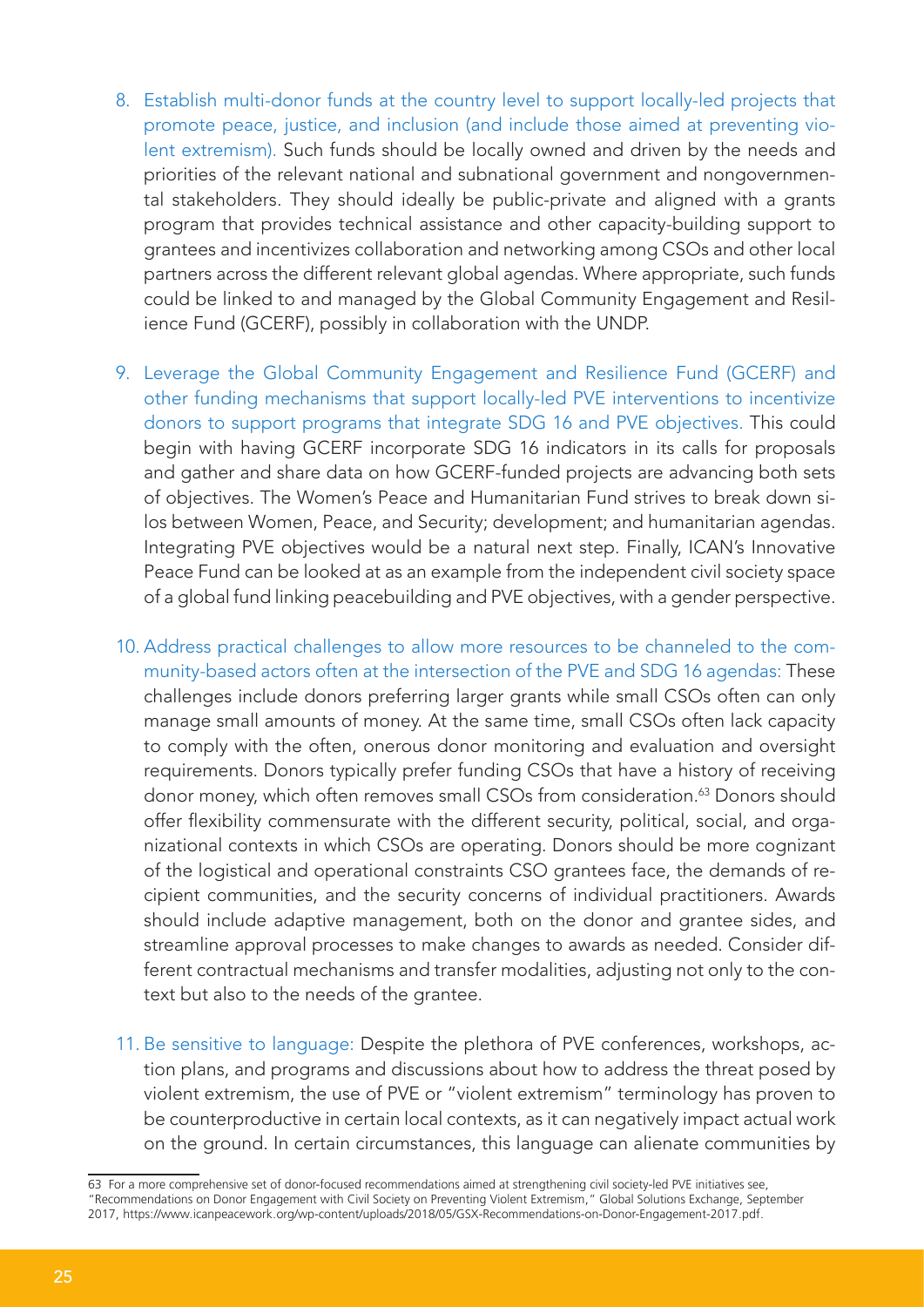8. Establish multi-donor funds at the country level to support locally-led projects that promote peace, justice, and inclusion (and include those aimed at preventing violent extremism). Such funds should be locally owned and driven by the needs and priorities of the relevant national and subnational government and nongovernmental stakeholders. They should ideally be public-private and aligned with a grants program that provides technical assistance and other capacity-building support to grantees and incentivizes collaboration and networking among CSOs and other local partners across the different relevant global agendas. Where appropriate, such funds could be linked to and managed by the Global Community Engagement and Resilience Fund (GCERF), possibly in collaboration with the UNDP.

9. Leverage the Global Community Engagement and Resilience Fund (GCERF) and other funding mechanisms that support locally-led PVE interventions to incentivize donors to support programs that integrate SDG 16 and PVE objectives. This could begin with having GCERF incorporate SDG 16 indicators in its calls for proposals and gather and share data on how GCERF-funded projects are advancing both sets of objectives. The Women's Peace and Humanitarian Fund strives to break down silos between Women, Peace, and Security; development; and humanitarian agendas. Integrating PVE objectives would be a natural next step. Finally, ICAN's Innovative Peace Fund can be looked at as an example from the independent civil society space of a global fund linking peacebuilding and PVE objectives, with a gender perspective.

10. Address practical challenges to allow more resources to be channeled to the community-based actors often at the intersection of the PVE and SDG 16 agendas: These challenges include donors preferring larger grants while small CSOs often can only manage small amounts of money. At the same time, small CSOs often lack capacity to comply with the often, onerous donor monitoring and evaluation and oversight requirements. Donors typically prefer funding CSOs that have a history of receiving donor money, which often removes small CSOs from consideration.[63] Donors should offer flexibility commensurate with the different security, political, social, and organizational contexts in which CSOs are operating. Donors should be more cognizant of the logistical and operational constraints CSO grantees face, the demands of recipient communities, and the security concerns of individual practitioners. Awards should include adaptive management, both on the donor and grantee sides, and streamline approval processes to make changes to awards as needed. Consider different contractual mechanisms and transfer modalities, adjusting not only to the context but also to the needs of the grantee.

11. Be sensitive to language: Despite the plethora of PVE conferences, workshops, action plans, and programs and discussions about how to address the threat posed by violent extremism, the use of PVE or "violent extremism" terminology has proven to be counterproductive in certain local contexts, as it can negatively impact actual work on the ground. In certain circumstances, this language can alienate communities by

63 For a more comprehensive set of donor-focused recommendations aimed at strengthening civil society-led PVE initiatives see, "Recommendations on Donor Engagement with Civil Society on Preventing Violent Extremism," Global Solutions Exchange, September 2017, https://www.icanpeacework.org/wp-content/uploads/2018/05/GSX-Recommendations-on-Donor-Engagement-2017.pdf.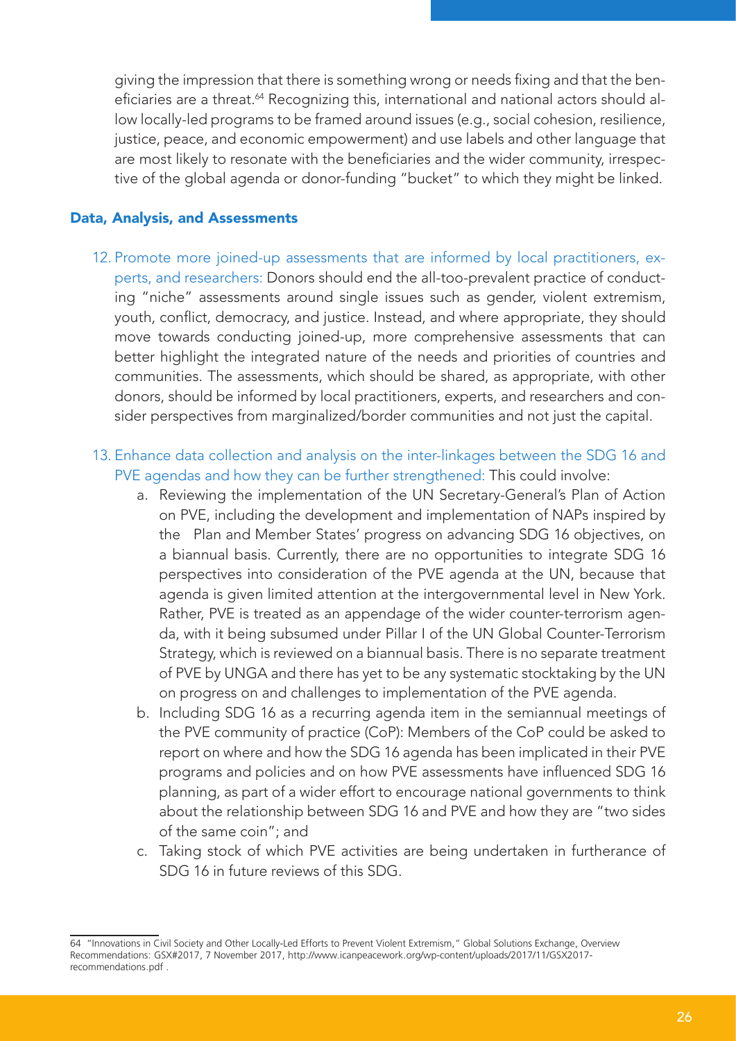giving the impression that there is something wrong or needs fixing and that the beneficiaries are a threat.[64] Recognizing this, international and national actors should allow locally-led programs to be framed around issues (e.g., social cohesion, resilience, justice, peace, and economic empowerment) and use labels and other language that are most likely to resonate with the beneficiaries and the wider community, irrespective of the global agenda or donor-funding "bucket" to which they might be linked.

### Data, Analysis, and Assessments

12. Promote more joined-up assessments that are informed by local practitioners, experts, and researchers: Donors should end the all-too-prevalent practice of conducting "niche" assessments around single issues such as gender, violent extremism, youth, conflict, democracy, and justice. Instead, and where appropriate, they should move towards conducting joined-up, more comprehensive assessments that can better highlight the integrated nature of the needs and priorities of countries and communities. The assessments, which should be shared, as appropriate, with other donors, should be informed by local practitioners, experts, and researchers and consider perspectives from marginalized/border communities and not just the capital.

13. Enhance data collection and analysis on the inter-linkages between the SDG 16 and PVE agendas and how they can be further strengthened: This could involve:
    a. Reviewing the implementation of the UN Secretary-General's Plan of Action on PVE, including the development and implementation of NAPs inspired by the Plan and Member States' progress on advancing SDG 16 objectives, on a biannual basis. Currently, there are no opportunities to integrate SDG 16 perspectives into consideration of the PVE agenda at the UN, because that agenda is given limited attention at the intergovernmental level in New York. Rather, PVE is treated as an appendage of the wider counter-terrorism agenda, with it being subsumed under Pillar I of the UN Global Counter-Terrorism Strategy, which is reviewed on a biannual basis. There is no separate treatment of PVE by UNGA and there has yet to be any systematic stocktaking by the UN on progress on and challenges to implementation of the PVE agenda.
    b. Including SDG 16 as a recurring agenda item in the semiannual meetings of the PVE community of practice (CoP): Members of the CoP could be asked to report on where and how the SDG 16 agenda has been implicated in their PVE programs and policies and on how PVE assessments have influenced SDG 16 planning, as part of a wider effort to encourage national governments to think about the relationship between SDG 16 and PVE and how they are "two sides of the same coin"; and
    c. Taking stock of which PVE activities are being undertaken in furtherance of SDG 16 in future reviews of this SDG.

---

64 "Innovations in Civil Society and Other Locally-Led Efforts to Prevent Violent Extremism," Global Solutions Exchange, Overview Recommendations: GSX#2017, 7 November 2017, http://www.icanpeacework.org/wp-content/uploads/2017/11/GSX2017-recommendations.pdf .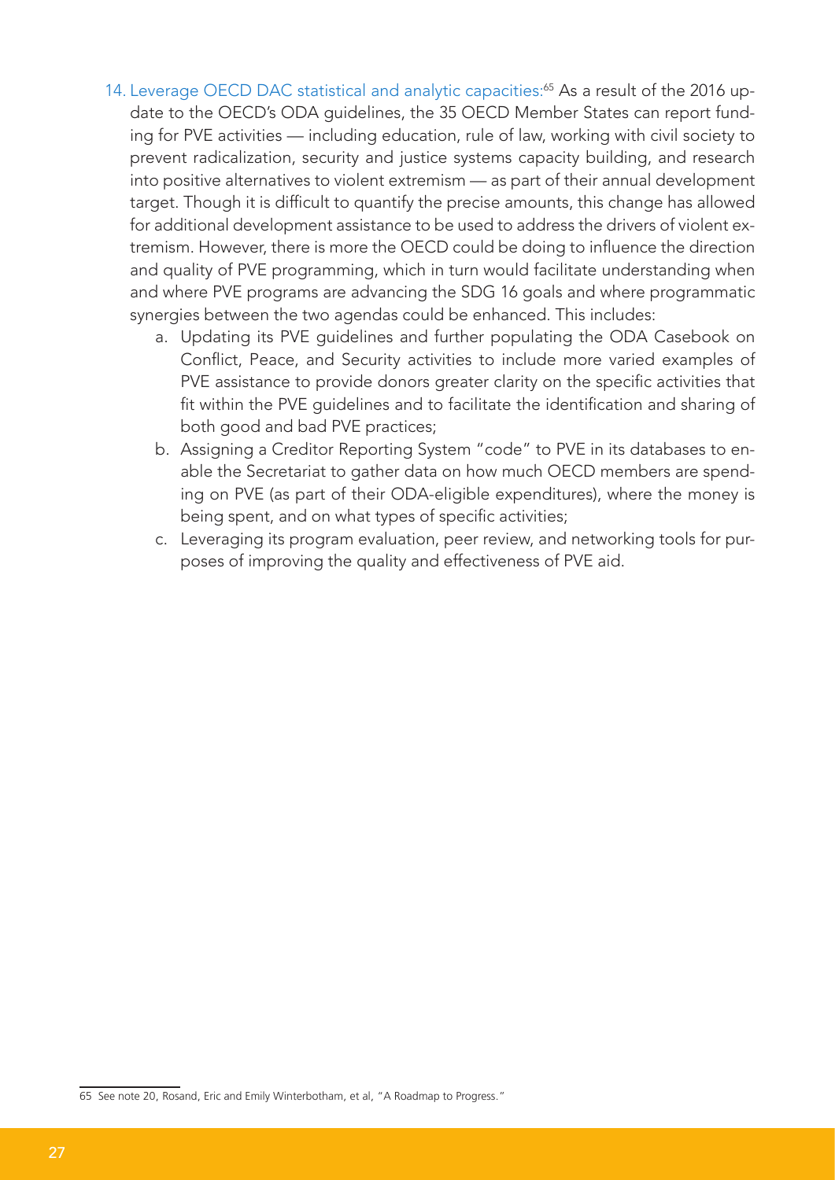14. Leverage OECD DAC statistical and analytic capacities:[65] As a result of the 2016 update to the OECD's ODA guidelines, the 35 OECD Member States can report funding for PVE activities — including education, rule of law, working with civil society to prevent radicalization, security and justice systems capacity building, and research into positive alternatives to violent extremism — as part of their annual development target. Though it is difficult to quantify the precise amounts, this change has allowed for additional development assistance to be used to address the drivers of violent extremism. However, there is more the OECD could be doing to influence the direction and quality of PVE programming, which in turn would facilitate understanding when and where PVE programs are advancing the SDG 16 goals and where programmatic synergies between the two agendas could be enhanced. This includes:
    a. Updating its PVE guidelines and further populating the ODA Casebook on Conflict, Peace, and Security activities to include more varied examples of PVE assistance to provide donors greater clarity on the specific activities that fit within the PVE guidelines and to facilitate the identification and sharing of both good and bad PVE practices;
    b. Assigning a Creditor Reporting System "code" to PVE in its databases to enable the Secretariat to gather data on how much OECD members are spending on PVE (as part of their ODA-eligible expenditures), where the money is being spent, and on what types of specific activities;
    c. Leveraging its program evaluation, peer review, and networking tools for purposes of improving the quality and effectiveness of PVE aid.

---

65 See note 20, Rosand, Eric and Emily Winterbotham, et al, "A Roadmap to Progress."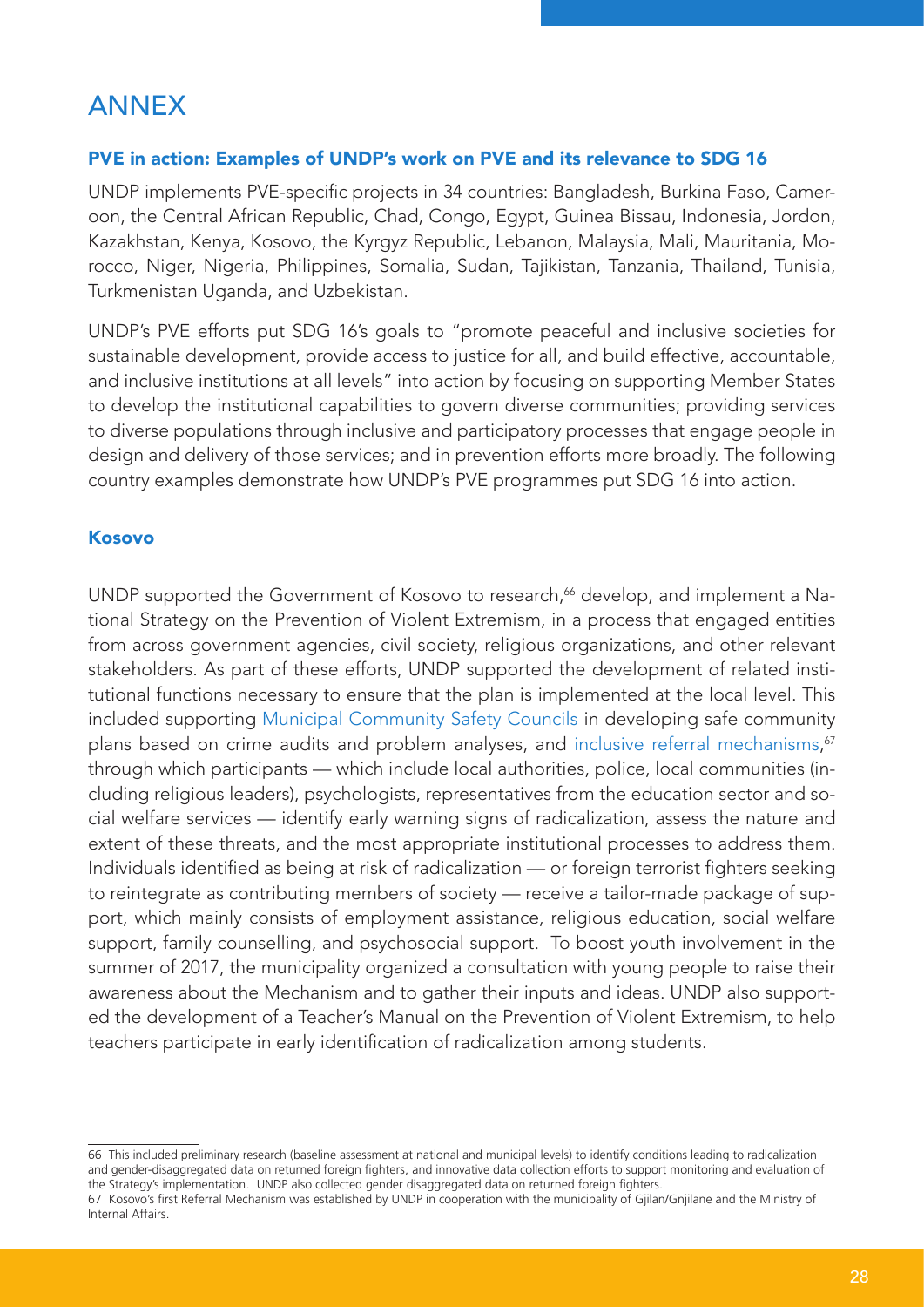# ANNEX

### PVE in action: Examples of UNDP's work on PVE and its relevance to SDG 16

UNDP implements PVE-specific projects in 34 countries: Bangladesh, Burkina Faso, Cameroon, the Central African Republic, Chad, Congo, Egypt, Guinea Bissau, Indonesia, Jordon, Kazakhstan, Kenya, Kosovo, the Kyrgyz Republic, Lebanon, Malaysia, Mali, Mauritania, Morocco, Niger, Nigeria, Philippines, Somalia, Sudan, Tajikistan, Tanzania, Thailand, Tunisia, Turkmenistan Uganda, and Uzbekistan.

UNDP's PVE efforts put SDG 16's goals to "promote peaceful and inclusive societies for sustainable development, provide access to justice for all, and build effective, accountable, and inclusive institutions at all levels" into action by focusing on supporting Member States to develop the institutional capabilities to govern diverse communities; providing services to diverse populations through inclusive and participatory processes that engage people in design and delivery of those services; and in prevention efforts more broadly. The following country examples demonstrate how UNDP's PVE programmes put SDG 16 into action.

### Kosovo

UNDP supported the Government of Kosovo to research,[66] develop, and implement a National Strategy on the Prevention of Violent Extremism, in a process that engaged entities from across government agencies, civil society, religious organizations, and other relevant stakeholders. As part of these efforts, UNDP supported the development of related institutional functions necessary to ensure that the plan is implemented at the local level. This included supporting Municipal Community Safety Councils in developing safe community plans based on crime audits and problem analyses, and inclusive referral mechanisms,[67] through which participants — which include local authorities, police, local communities (including religious leaders), psychologists, representatives from the education sector and social welfare services — identify early warning signs of radicalization, assess the nature and extent of these threats, and the most appropriate institutional processes to address them. Individuals identified as being at risk of radicalization — or foreign terrorist fighters seeking to reintegrate as contributing members of society — receive a tailor-made package of support, which mainly consists of employment assistance, religious education, social welfare support, family counselling, and psychosocial support. To boost youth involvement in the summer of 2017, the municipality organized a consultation with young people to raise their awareness about the Mechanism and to gather their inputs and ideas. UNDP also supported the development of a Teacher's Manual on the Prevention of Violent Extremism, to help teachers participate in early identification of radicalization among students.

---

66 This included preliminary research (baseline assessment at national and municipal levels) to identify conditions leading to radicalization and gender-disaggregated data on returned foreign fighters, and innovative data collection efforts to support monitoring and evaluation of the Strategy's implementation. UNDP also collected gender disaggregated data on returned foreign fighters.

67 Kosovo's first Referral Mechanism was established by UNDP in cooperation with the municipality of Gjilan/Gnjilane and the Ministry of Internal Affairs.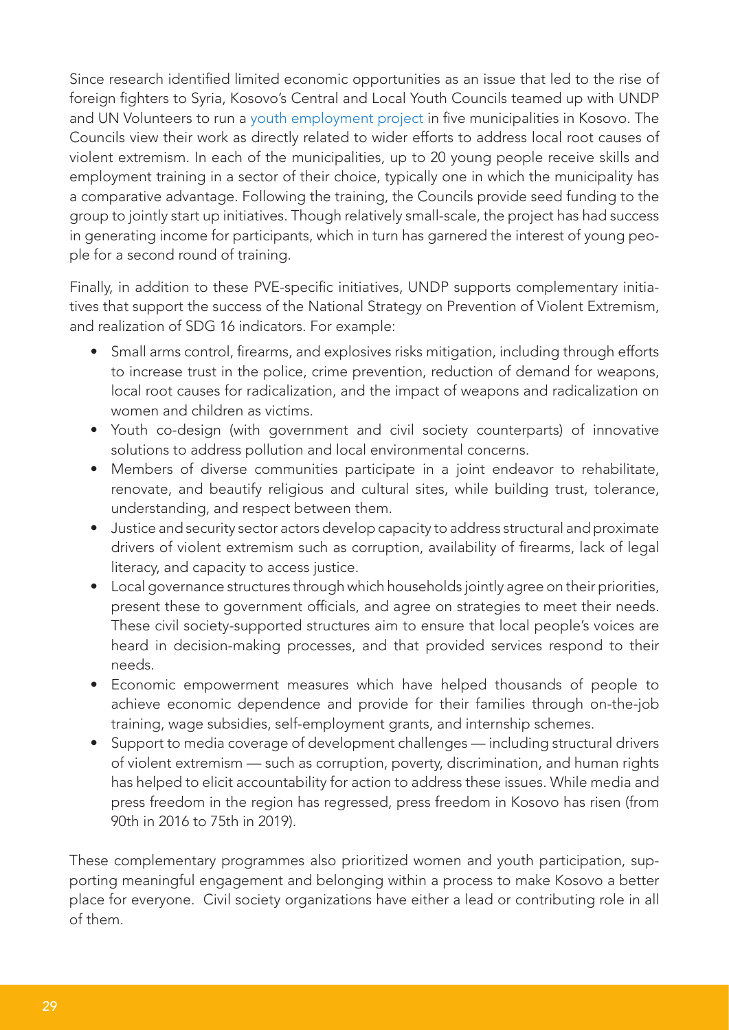Since research identified limited economic opportunities as an issue that led to the rise of foreign fighters to Syria, Kosovo's Central and Local Youth Councils teamed up with UNDP and UN Volunteers to run a youth employment project in five municipalities in Kosovo. The Councils view their work as directly related to wider efforts to address local root causes of violent extremism. In each of the municipalities, up to 20 young people receive skills and employment training in a sector of their choice, typically one in which the municipality has a comparative advantage. Following the training, the Councils provide seed funding to the group to jointly start up initiatives. Though relatively small-scale, the project has had success in generating income for participants, which in turn has garnered the interest of young people for a second round of training.

Finally, in addition to these PVE-specific initiatives, UNDP supports complementary initiatives that support the success of the National Strategy on Prevention of Violent Extremism, and realization of SDG 16 indicators. For example:

- Small arms control, firearms, and explosives risks mitigation, including through efforts to increase trust in the police, crime prevention, reduction of demand for weapons, local root causes for radicalization, and the impact of weapons and radicalization on women and children as victims.
- Youth co-design (with government and civil society counterparts) of innovative solutions to address pollution and local environmental concerns.
- Members of diverse communities participate in a joint endeavor to rehabilitate, renovate, and beautify religious and cultural sites, while building trust, tolerance, understanding, and respect between them.
- Justice and security sector actors develop capacity to address structural and proximate drivers of violent extremism such as corruption, availability of firearms, lack of legal literacy, and capacity to access justice.
- Local governance structures through which households jointly agree on their priorities, present these to government officials, and agree on strategies to meet their needs. These civil society-supported structures aim to ensure that local people's voices are heard in decision-making processes, and that provided services respond to their needs.
- Economic empowerment measures which have helped thousands of people to achieve economic dependence and provide for their families through on-the-job training, wage subsidies, self-employment grants, and internship schemes.
- Support to media coverage of development challenges — including structural drivers of violent extremism — such as corruption, poverty, discrimination, and human rights has helped to elicit accountability for action to address these issues. While media and press freedom in the region has regressed, press freedom in Kosovo has risen (from 90th in 2016 to 75th in 2019).

These complementary programmes also prioritized women and youth participation, supporting meaningful engagement and belonging within a process to make Kosovo a better place for everyone. Civil society organizations have either a lead or contributing role in all of them.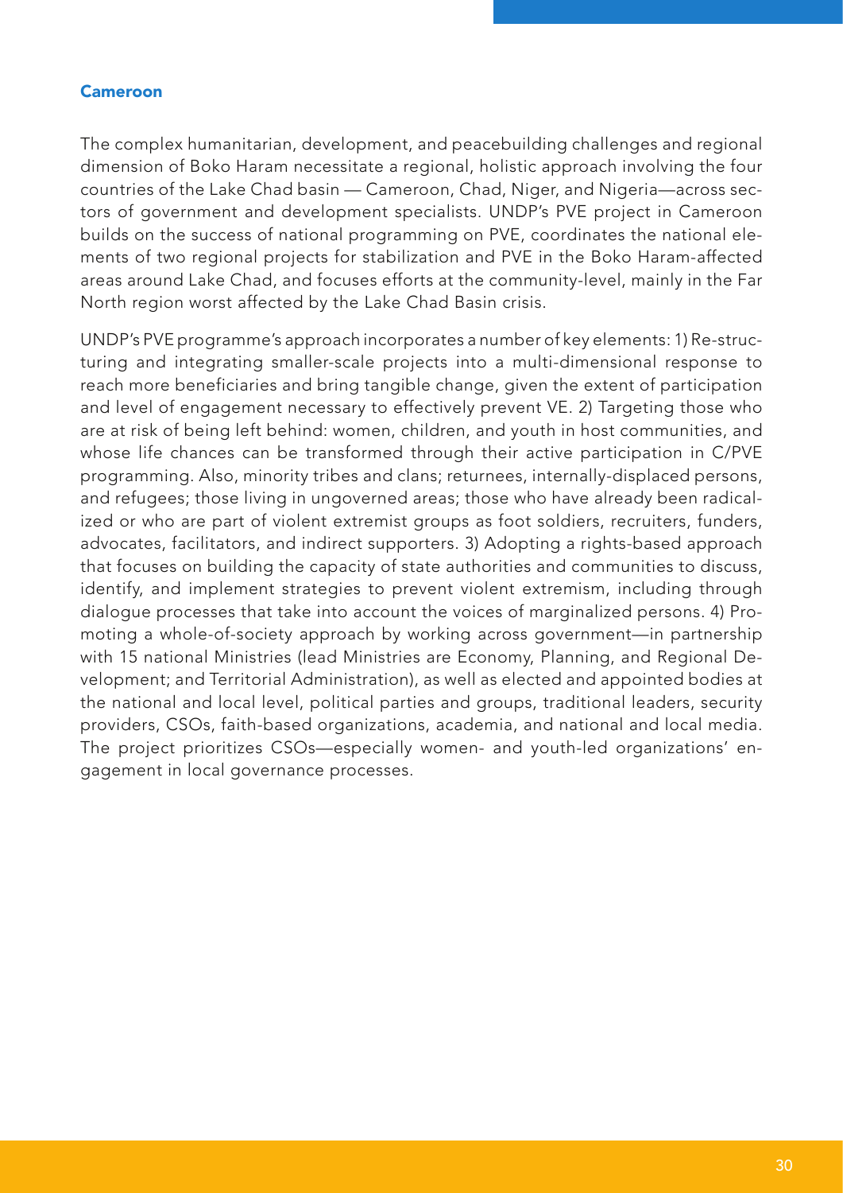### Cameroon

The complex humanitarian, development, and peacebuilding challenges and regional dimension of Boko Haram necessitate a regional, holistic approach involving the four countries of the Lake Chad basin — Cameroon, Chad, Niger, and Nigeria—across sectors of government and development specialists. UNDP's PVE project in Cameroon builds on the success of national programming on PVE, coordinates the national elements of two regional projects for stabilization and PVE in the Boko Haram-affected areas around Lake Chad, and focuses efforts at the community-level, mainly in the Far North region worst affected by the Lake Chad Basin crisis.

UNDP's PVE programme's approach incorporates a number of key elements: 1) Restructuring and integrating smaller-scale projects into a multi-dimensional response to reach more beneficiaries and bring tangible change, given the extent of participation and level of engagement necessary to effectively prevent VE. 2) Targeting those who are at risk of being left behind: women, children, and youth in host communities, and whose life chances can be transformed through their active participation in C/PVE programming. Also, minority tribes and clans; returnees, internally-displaced persons, and refugees; those living in ungoverned areas; those who have already been radicalized or who are part of violent extremist groups as foot soldiers, recruiters, funders, advocates, facilitators, and indirect supporters. 3) Adopting a rights-based approach that focuses on building the capacity of state authorities and communities to discuss, identify, and implement strategies to prevent violent extremism, including through dialogue processes that take into account the voices of marginalized persons. 4) Promoting a whole-of-society approach by working across government—in partnership with 15 national Ministries (lead Ministries are Economy, Planning, and Regional Development; and Territorial Administration), as well as elected and appointed bodies at the national and local level, political parties and groups, traditional leaders, security providers, CSOs, faith-based organizations, academia, and national and local media. The project prioritizes CSOs—especially women- and youth-led organizations' engagement in local governance processes.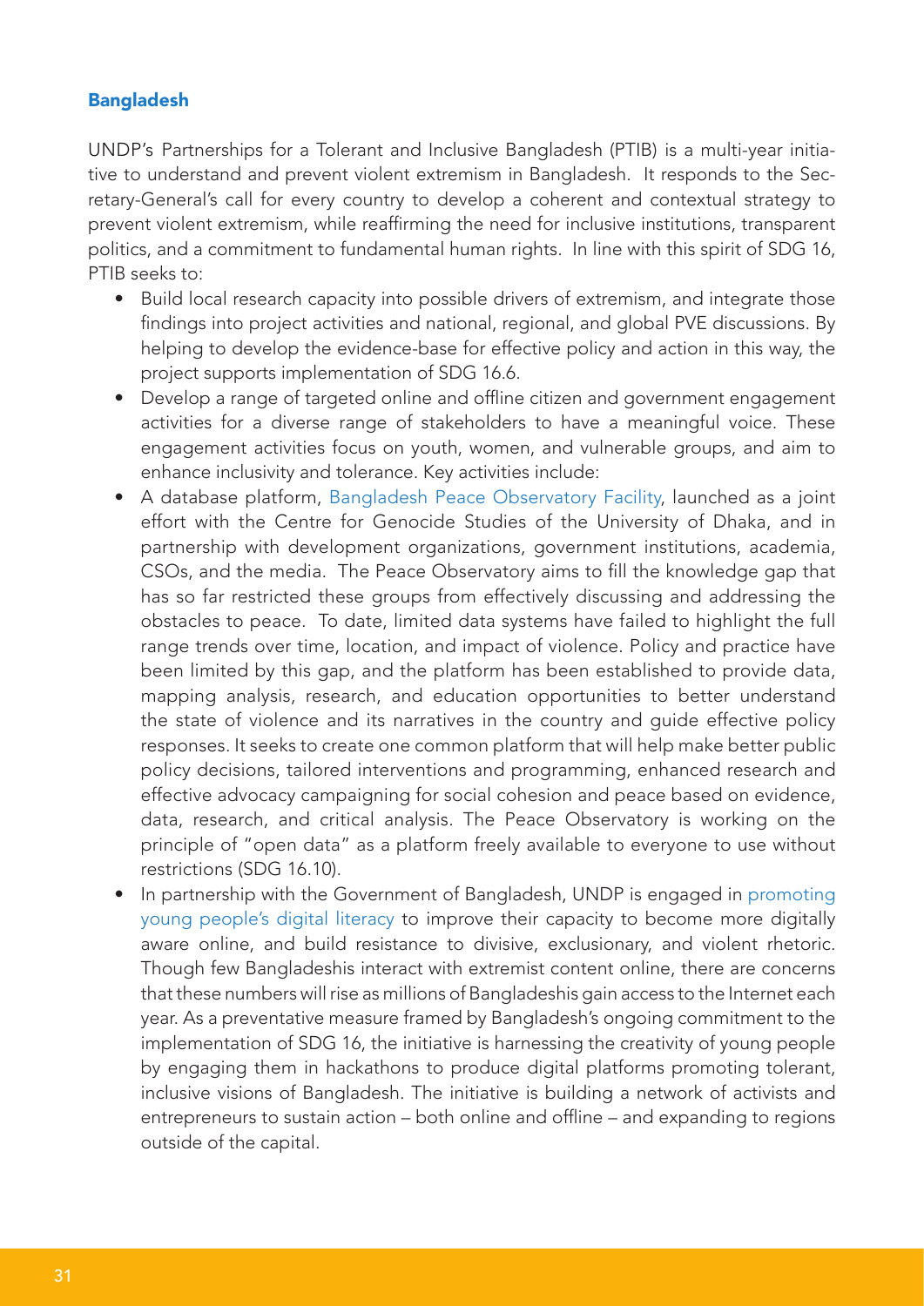### Bangladesh

UNDP's Partnerships for a Tolerant and Inclusive Bangladesh (PTIB) is a multi-year initiative to understand and prevent violent extremism in Bangladesh. It responds to the Secretary-General's call for every country to develop a coherent and contextual strategy to prevent violent extremism, while reaffirming the need for inclusive institutions, transparent politics, and a commitment to fundamental human rights. In line with this spirit of SDG 16, PTIB seeks to:

- Build local research capacity into possible drivers of extremism, and integrate those findings into project activities and national, regional, and global PVE discussions. By helping to develop the evidence-base for effective policy and action in this way, the project supports implementation of SDG 16.6.
- Develop a range of targeted online and offline citizen and government engagement activities for a diverse range of stakeholders to have a meaningful voice. These engagement activities focus on youth, women, and vulnerable groups, and aim to enhance inclusivity and tolerance. Key activities include:
- A database platform, Bangladesh Peace Observatory Facility, launched as a joint effort with the Centre for Genocide Studies of the University of Dhaka, and in partnership with development organizations, government institutions, academia, CSOs, and the media. The Peace Observatory aims to fill the knowledge gap that has so far restricted these groups from effectively discussing and addressing the obstacles to peace. To date, limited data systems have failed to highlight the full range trends over time, location, and impact of violence. Policy and practice have been limited by this gap, and the platform has been established to provide data, mapping analysis, research, and education opportunities to better understand the state of violence and its narratives in the country and guide effective policy responses. It seeks to create one common platform that will help make better public policy decisions, tailored interventions and programming, enhanced research and effective advocacy campaigning for social cohesion and peace based on evidence, data, research, and critical analysis. The Peace Observatory is working on the principle of "open data" as a platform freely available to everyone to use without restrictions (SDG 16.10).
- In partnership with the Government of Bangladesh, UNDP is engaged in promoting young people's digital literacy to improve their capacity to become more digitally aware online, and build resistance to divisive, exclusionary, and violent rhetoric. Though few Bangladeshis interact with extremist content online, there are concerns that these numbers will rise as millions of Bangladeshis gain access to the Internet each year. As a preventative measure framed by Bangladesh's ongoing commitment to the implementation of SDG 16, the initiative is harnessing the creativity of young people by engaging them in hackathons to produce digital platforms promoting tolerant, inclusive visions of Bangladesh. The initiative is building a network of activists and entrepreneurs to sustain action – both online and offline – and expanding to regions outside of the capital.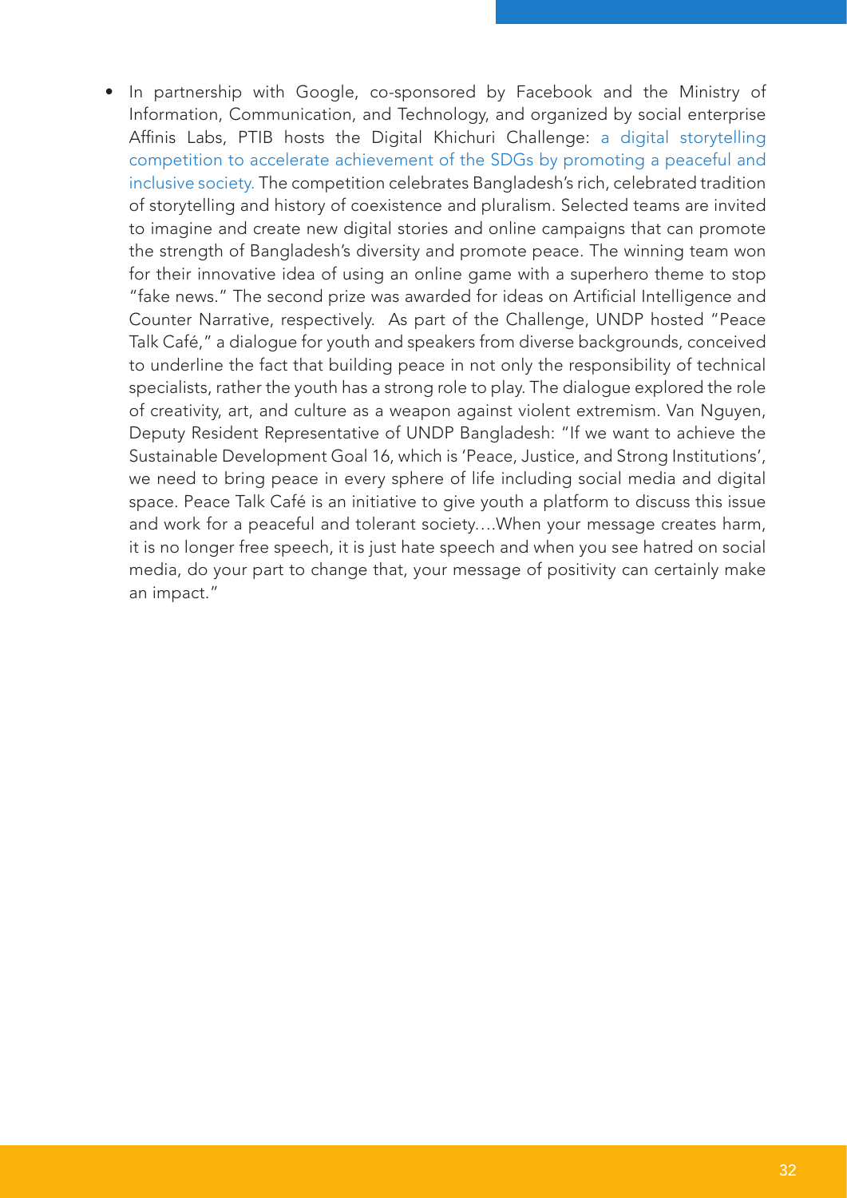- In partnership with Google, co-sponsored by Facebook and the Ministry of Information, Communication, and Technology, and organized by social enterprise Affinis Labs, PTIB hosts the Digital Khichuri Challenge: a digital storytelling competition to accelerate achievement of the SDGs by promoting a peaceful and inclusive society. The competition celebrates Bangladesh's rich, celebrated tradition of storytelling and history of coexistence and pluralism. Selected teams are invited to imagine and create new digital stories and online campaigns that can promote the strength of Bangladesh's diversity and promote peace. The winning team won for their innovative idea of using an online game with a superhero theme to stop "fake news." The second prize was awarded for ideas on Artificial Intelligence and Counter Narrative, respectively. As part of the Challenge, UNDP hosted "Peace Talk Café," a dialogue for youth and speakers from diverse backgrounds, conceived to underline the fact that building peace in not only the responsibility of technical specialists, rather the youth has a strong role to play. The dialogue explored the role of creativity, art, and culture as a weapon against violent extremism. Van Nguyen, Deputy Resident Representative of UNDP Bangladesh: "If we want to achieve the Sustainable Development Goal 16, which is 'Peace, Justice, and Strong Institutions', we need to bring peace in every sphere of life including social media and digital space. Peace Talk Café is an initiative to give youth a platform to discuss this issue and work for a peaceful and tolerant society….When your message creates harm, it is no longer free speech, it is just hate speech and when you see hatred on social media, do your part to change that, your message of positivity can certainly make an impact."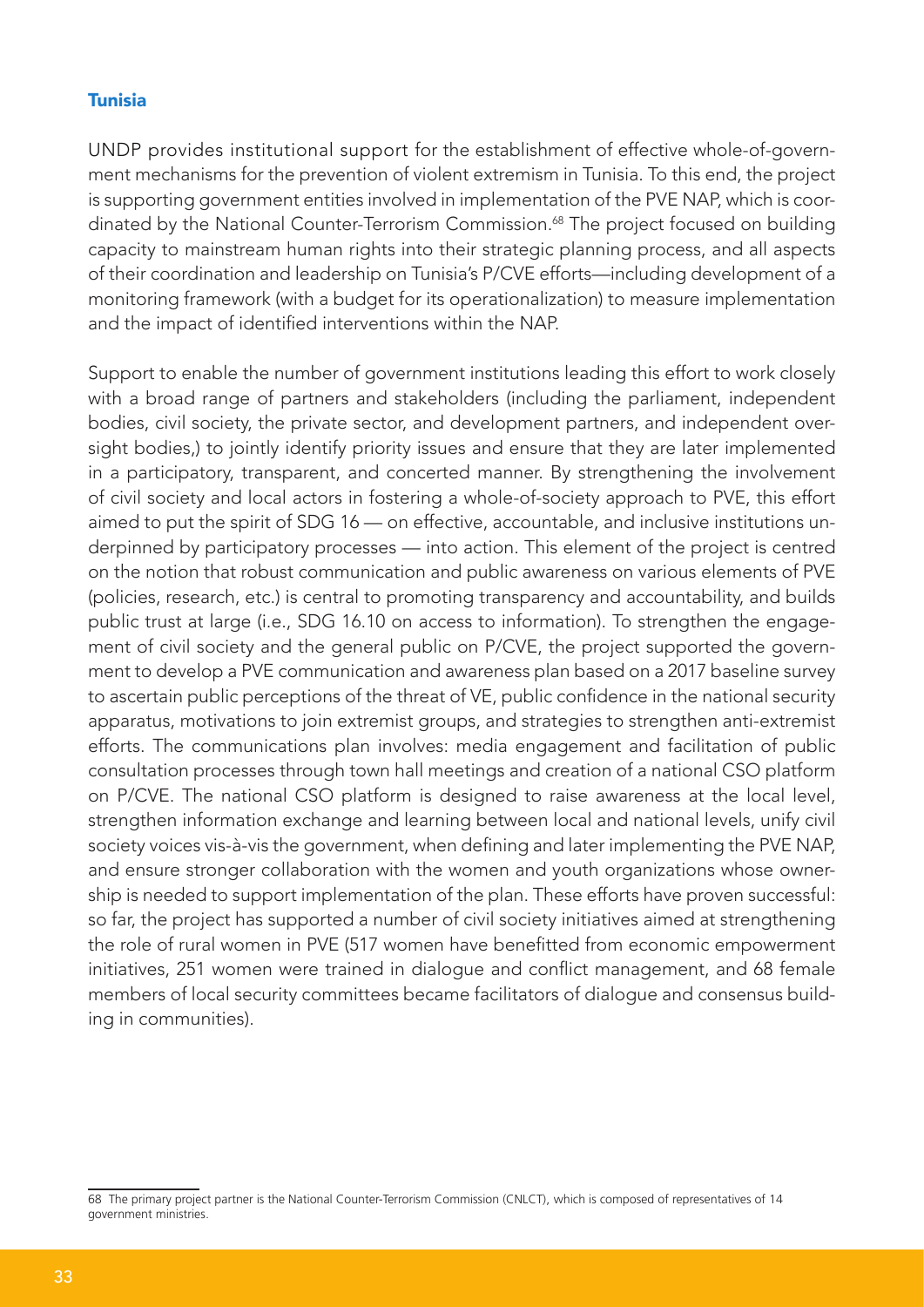### Tunisia

UNDP provides institutional support for the establishment of effective whole-of-government mechanisms for the prevention of violent extremism in Tunisia. To this end, the project is supporting government entities involved in implementation of the PVE NAP, which is coordinated by the National Counter-Terrorism Commission.[68] The project focused on building capacity to mainstream human rights into their strategic planning process, and all aspects of their coordination and leadership on Tunisia's P/CVE efforts—including development of a monitoring framework (with a budget for its operationalization) to measure implementation and the impact of identified interventions within the NAP.

Support to enable the number of government institutions leading this effort to work closely with a broad range of partners and stakeholders (including the parliament, independent bodies, civil society, the private sector, and development partners, and independent oversight bodies,) to jointly identify priority issues and ensure that they are later implemented in a participatory, transparent, and concerted manner. By strengthening the involvement of civil society and local actors in fostering a whole-of-society approach to PVE, this effort aimed to put the spirit of SDG 16 — on effective, accountable, and inclusive institutions underpinned by participatory processes — into action. This element of the project is centred on the notion that robust communication and public awareness on various elements of PVE (policies, research, etc.) is central to promoting transparency and accountability, and builds public trust at large (i.e., SDG 16.10 on access to information). To strengthen the engagement of civil society and the general public on P/CVE, the project supported the government to develop a PVE communication and awareness plan based on a 2017 baseline survey to ascertain public perceptions of the threat of VE, public confidence in the national security apparatus, motivations to join extremist groups, and strategies to strengthen anti-extremist efforts. The communications plan involves: media engagement and facilitation of public consultation processes through town hall meetings and creation of a national CSO platform on P/CVE. The national CSO platform is designed to raise awareness at the local level, strengthen information exchange and learning between local and national levels, unify civil society voices vis-à-vis the government, when defining and later implementing the PVE NAP, and ensure stronger collaboration with the women and youth organizations whose ownership is needed to support implementation of the plan. These efforts have proven successful: so far, the project has supported a number of civil society initiatives aimed at strengthening the role of rural women in PVE (517 women have benefitted from economic empowerment initiatives, 251 women were trained in dialogue and conflict management, and 68 female members of local security committees became facilitators of dialogue and consensus building in communities).

68 The primary project partner is the National Counter-Terrorism Commission (CNLCT), which is composed of representatives of 14 government ministries.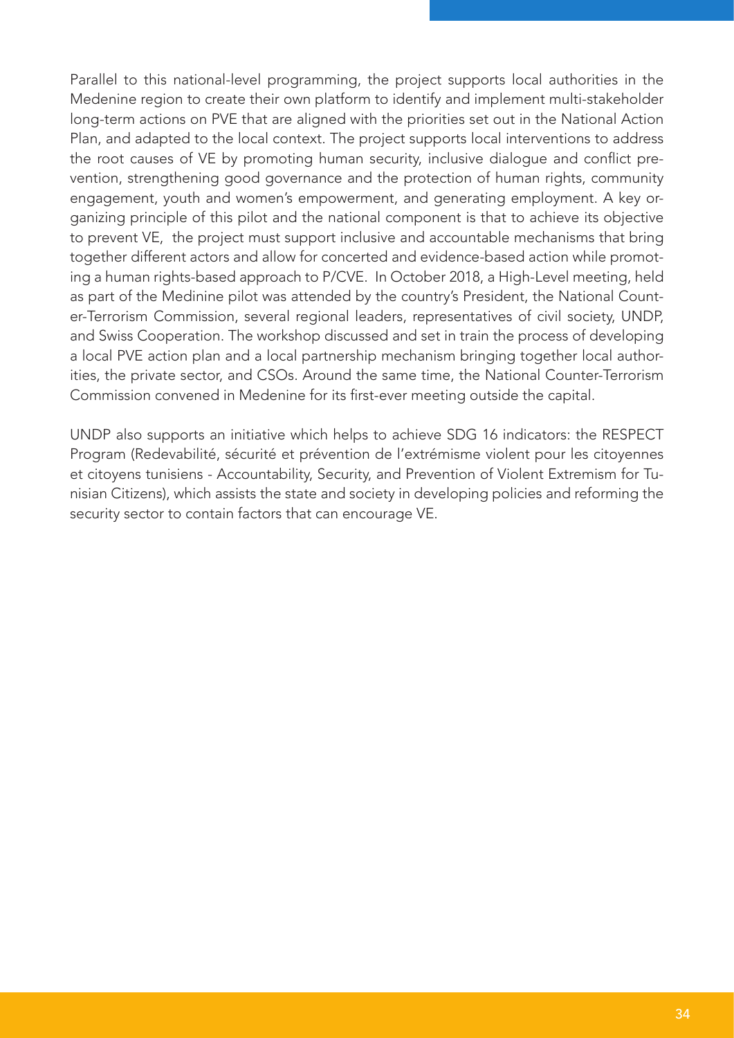Parallel to this national-level programming, the project supports local authorities in the Medenine region to create their own platform to identify and implement multi-stakeholder long-term actions on PVE that are aligned with the priorities set out in the National Action Plan, and adapted to the local context. The project supports local interventions to address the root causes of VE by promoting human security, inclusive dialogue and conflict prevention, strengthening good governance and the protection of human rights, community engagement, youth and women's empowerment, and generating employment. A key organizing principle of this pilot and the national component is that to achieve its objective to prevent VE, the project must support inclusive and accountable mechanisms that bring together different actors and allow for concerted and evidence-based action while promoting a human rights-based approach to P/CVE. In October 2018, a High-Level meeting, held as part of the Medinine pilot was attended by the country's President, the National Counter-Terrorism Commission, several regional leaders, representatives of civil society, UNDP, and Swiss Cooperation. The workshop discussed and set in train the process of developing a local PVE action plan and a local partnership mechanism bringing together local authorities, the private sector, and CSOs. Around the same time, the National Counter-Terrorism Commission convened in Medenine for its first-ever meeting outside the capital.

UNDP also supports an initiative which helps to achieve SDG 16 indicators: the RESPECT Program (Redevabilité, sécurité et prévention de l'extrémisme violent pour les citoyennes et citoyens tunisiens - Accountability, Security, and Prevention of Violent Extremism for Tunisian Citizens), which assists the state and society in developing policies and reforming the security sector to contain factors that can encourage VE.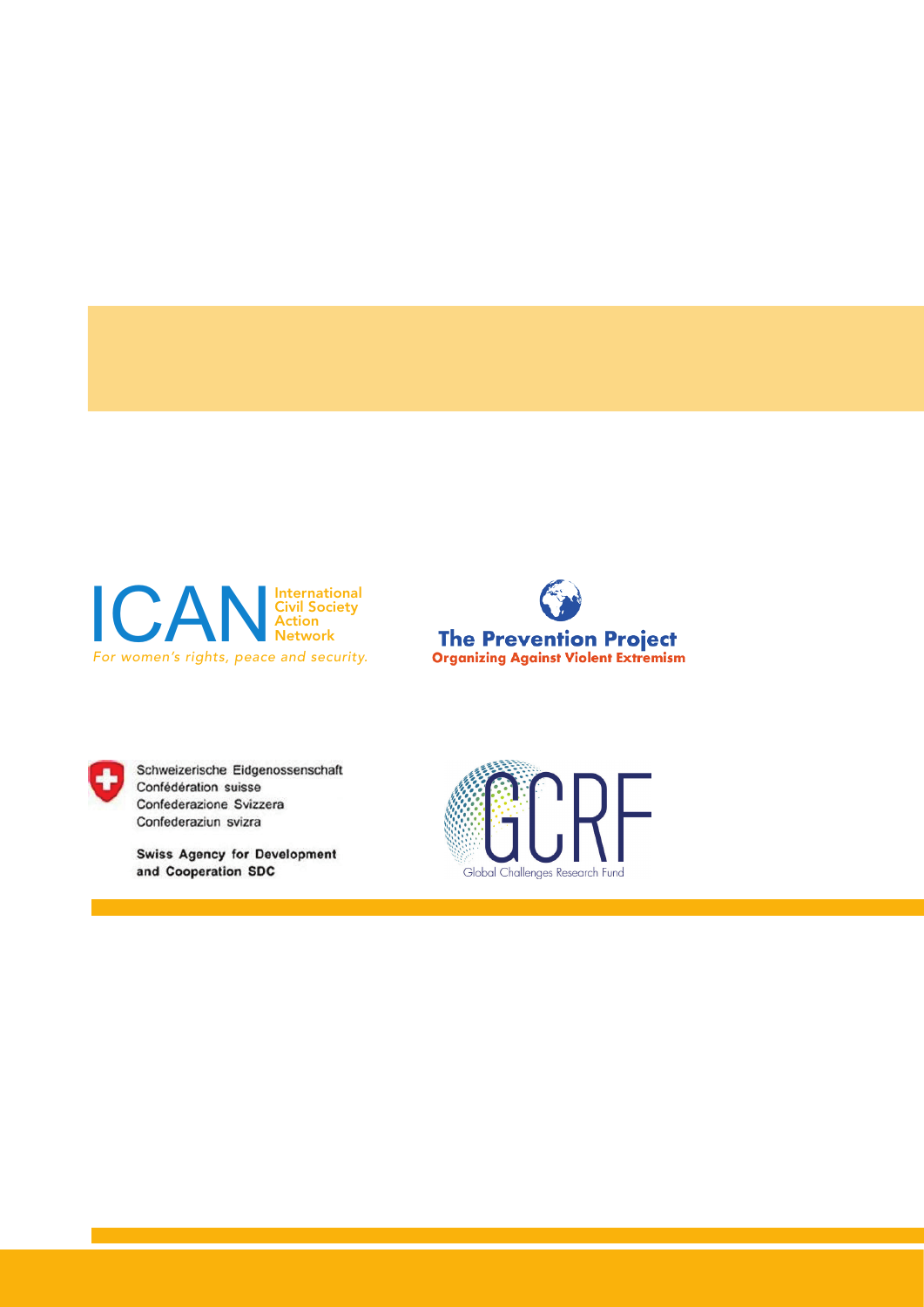ICAN International Civil Society Action Network

*For women's rights, peace and security.*

The Prevention Project

Organizing Against Violent Extremism

Schweizerische Eidgenossenschaft
Confédération suisse
Confederazione Svizzera
Confederaziun svizra

Swiss Agency for Development and Cooperation SDC

GCRF

Global Challenges Research Fund